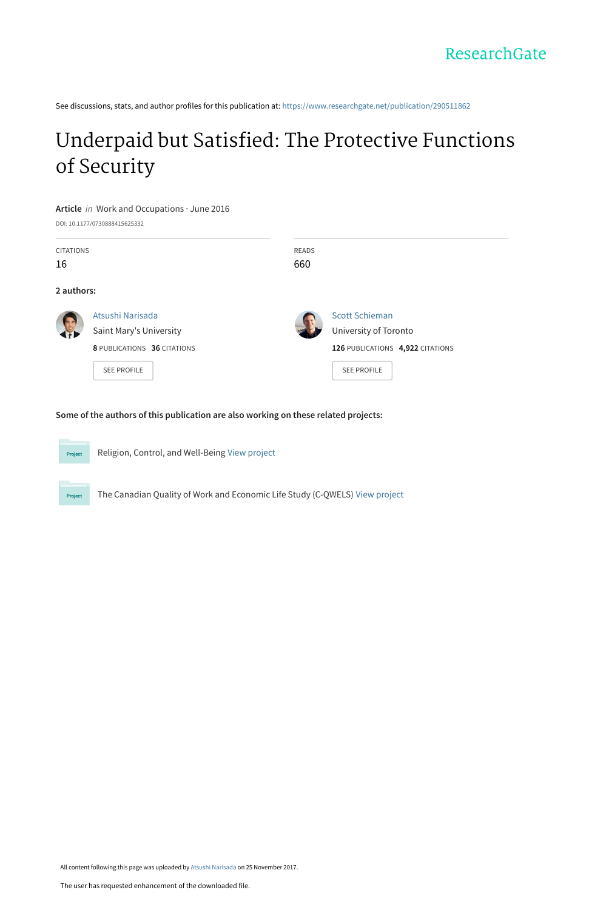ResearchGate

See discussions, stats, and author profiles for this publication at: https://www.researchgate.net/publication/290511862

# Underpaid but Satisfied: The Protective Functions of Security

**Article** *in* Work and Occupations · June 2016

DOI: 10.1177/0730888415625332

| CITATIONS | READS |
| --- | --- |
| 16 | 660 |

**2 authors:**

Atsushi Narisada
Saint Mary's University
**8** PUBLICATIONS **36** CITATIONS
SEE PROFILE

Scott Schieman
University of Toronto
**126** PUBLICATIONS **4,922** CITATIONS
SEE PROFILE

**Some of the authors of this publication are also working on these related projects:**

Project: Religion, Control, and Well-Being View project

Project: The Canadian Quality of Work and Economic Life Study (C-QWELS) View project

All content following this page was uploaded by Atsushi Narisada on 25 November 2017.

The user has requested enhancement of the downloaded file.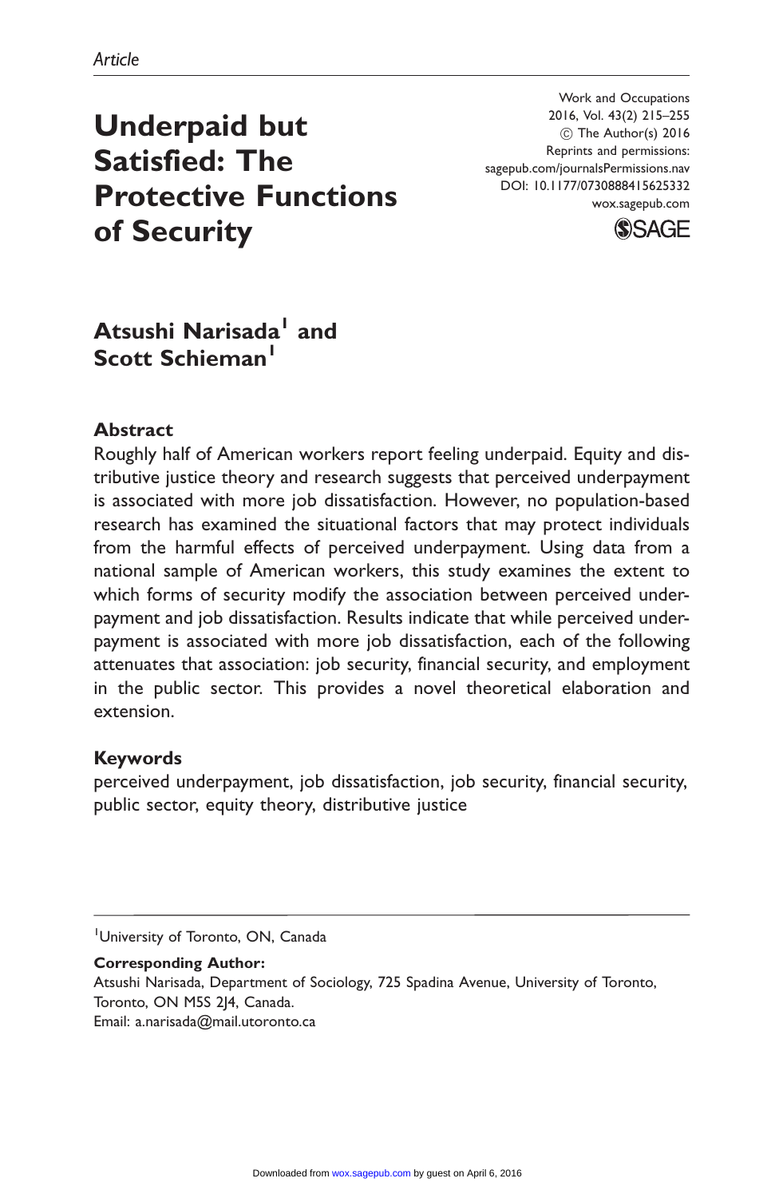Article

# Underpaid but Satisfied: The Protective Functions of Security

Work and Occupations
2016, Vol. 43(2) 215–255
© The Author(s) 2016
Reprints and permissions:
sagepub.com/journalsPermissions.nav
DOI: 10.1177/0730888415625332
wox.sagepub.com

**Atsushi Narisada[1] and Scott Schieman[1]**

## Abstract

Roughly half of American workers report feeling underpaid. Equity and distributive justice theory and research suggests that perceived underpayment is associated with more job dissatisfaction. However, no population-based research has examined the situational factors that may protect individuals from the harmful effects of perceived underpayment. Using data from a national sample of American workers, this study examines the extent to which forms of security modify the association between perceived underpayment and job dissatisfaction. Results indicate that while perceived underpayment is associated with more job dissatisfaction, each of the following attenuates that association: job security, financial security, and employment in the public sector. This provides a novel theoretical elaboration and extension.

## Keywords

perceived underpayment, job dissatisfaction, job security, financial security, public sector, equity theory, distributive justice

[1]University of Toronto, ON, Canada

**Corresponding Author:**
Atsushi Narisada, Department of Sociology, 725 Spadina Avenue, University of Toronto, Toronto, ON M5S 2J4, Canada.
Email: a.narisada@mail.utoronto.ca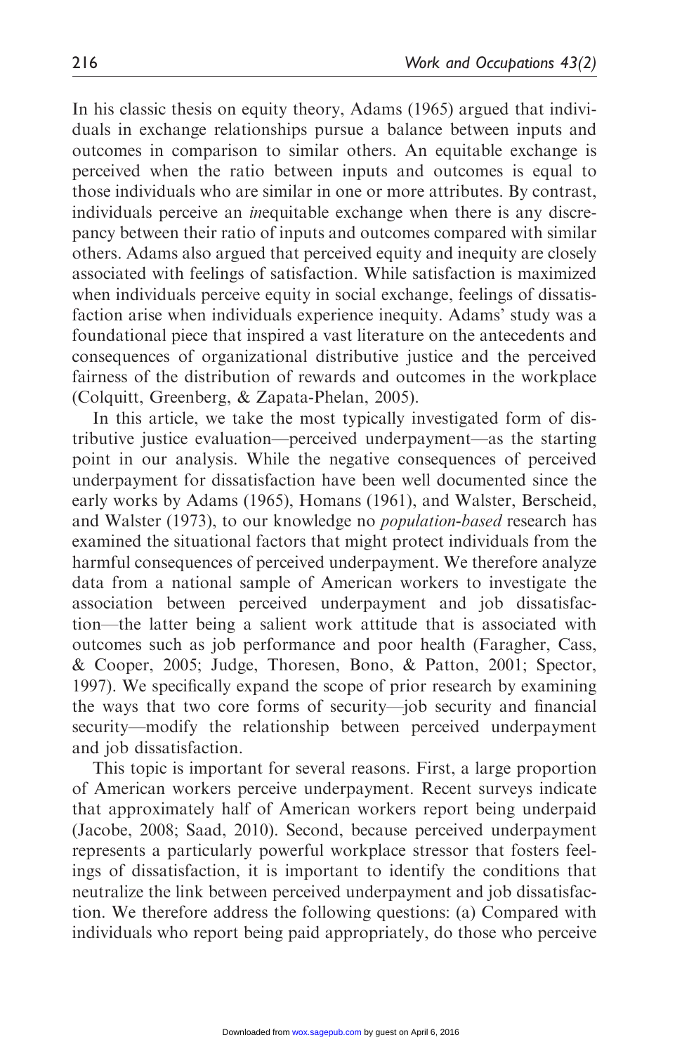In his classic thesis on equity theory, Adams (1965) argued that individuals in exchange relationships pursue a balance between inputs and outcomes in comparison to similar others. An equitable exchange is perceived when the ratio between inputs and outcomes is equal to those individuals who are similar in one or more attributes. By contrast, individuals perceive an *in*equitable exchange when there is any discrepancy between their ratio of inputs and outcomes compared with similar others. Adams also argued that perceived equity and inequity are closely associated with feelings of satisfaction. While satisfaction is maximized when individuals perceive equity in social exchange, feelings of dissatisfaction arise when individuals experience inequity. Adams' study was a foundational piece that inspired a vast literature on the antecedents and consequences of organizational distributive justice and the perceived fairness of the distribution of rewards and outcomes in the workplace (Colquitt, Greenberg, & Zapata-Phelan, 2005).

In this article, we take the most typically investigated form of distributive justice evaluation—perceived underpayment—as the starting point in our analysis. While the negative consequences of perceived underpayment for dissatisfaction have been well documented since the early works by Adams (1965), Homans (1961), and Walster, Berscheid, and Walster (1973), to our knowledge no *population-based* research has examined the situational factors that might protect individuals from the harmful consequences of perceived underpayment. We therefore analyze data from a national sample of American workers to investigate the association between perceived underpayment and job dissatisfaction—the latter being a salient work attitude that is associated with outcomes such as job performance and poor health (Faragher, Cass, & Cooper, 2005; Judge, Thoresen, Bono, & Patton, 2001; Spector, 1997). We specifically expand the scope of prior research by examining the ways that two core forms of security—job security and financial security—modify the relationship between perceived underpayment and job dissatisfaction.

This topic is important for several reasons. First, a large proportion of American workers perceive underpayment. Recent surveys indicate that approximately half of American workers report being underpaid (Jacobe, 2008; Saad, 2010). Second, because perceived underpayment represents a particularly powerful workplace stressor that fosters feelings of dissatisfaction, it is important to identify the conditions that neutralize the link between perceived underpayment and job dissatisfaction. We therefore address the following questions: (a) Compared with individuals who report being paid appropriately, do those who perceive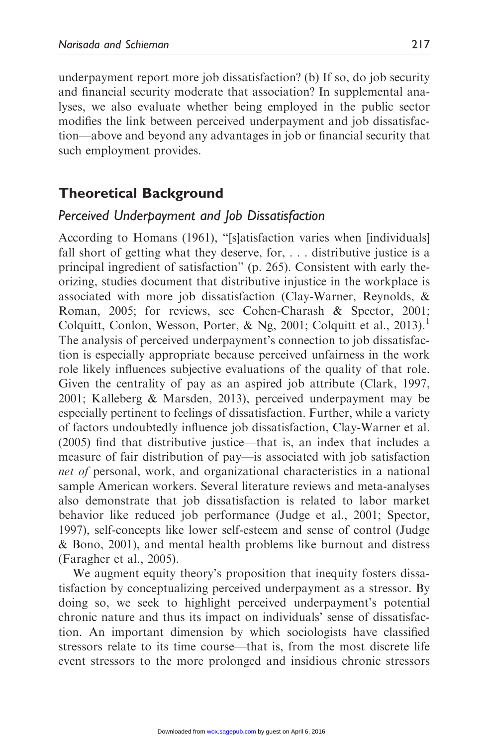underpayment report more job dissatisfaction? (b) If so, do job security and financial security moderate that association? In supplemental analyses, we also evaluate whether being employed in the public sector modifies the link between perceived underpayment and job dissatisfaction—above and beyond any advantages in job or financial security that such employment provides.

## Theoretical Background

### Perceived Underpayment and Job Dissatisfaction

According to Homans (1961), "[s]atisfaction varies when [individuals] fall short of getting what they deserve, for, . . . distributive justice is a principal ingredient of satisfaction" (p. 265). Consistent with early theorizing, studies document that distributive injustice in the workplace is associated with more job dissatisfaction (Clay-Warner, Reynolds, & Roman, 2005; for reviews, see Cohen-Charash & Spector, 2001; Colquitt, Conlon, Wesson, Porter, & Ng, 2001; Colquitt et al., 2013).[1] The analysis of perceived underpayment's connection to job dissatisfaction is especially appropriate because perceived unfairness in the work role likely influences subjective evaluations of the quality of that role. Given the centrality of pay as an aspired job attribute (Clark, 1997, 2001; Kalleberg & Marsden, 2013), perceived underpayment may be especially pertinent to feelings of dissatisfaction. Further, while a variety of factors undoubtedly influence job dissatisfaction, Clay-Warner et al. (2005) find that distributive justice—that is, an index that includes a measure of fair distribution of pay—is associated with job satisfaction *net of* personal, work, and organizational characteristics in a national sample American workers. Several literature reviews and meta-analyses also demonstrate that job dissatisfaction is related to labor market behavior like reduced job performance (Judge et al., 2001; Spector, 1997), self-concepts like lower self-esteem and sense of control (Judge & Bono, 2001), and mental health problems like burnout and distress (Faragher et al., 2005).

We augment equity theory's proposition that inequity fosters dissatisfaction by conceptualizing perceived underpayment as a stressor. By doing so, we seek to highlight perceived underpayment's potential chronic nature and thus its impact on individuals' sense of dissatisfaction. An important dimension by which sociologists have classified stressors relate to its time course—that is, from the most discrete life event stressors to the more prolonged and insidious chronic stressors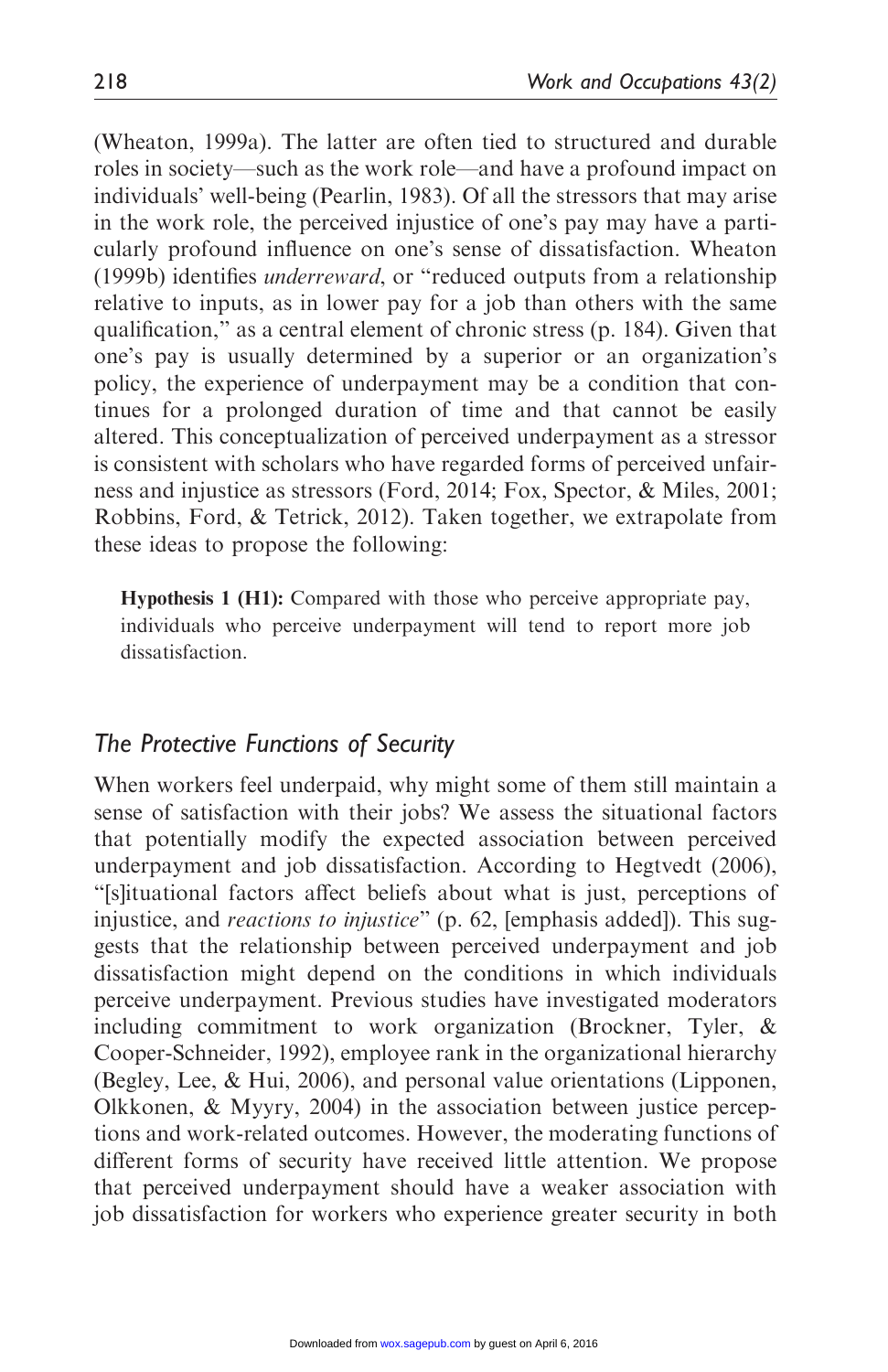(Wheaton, 1999a). The latter are often tied to structured and durable roles in society—such as the work role—and have a profound impact on individuals' well-being (Pearlin, 1983). Of all the stressors that may arise in the work role, the perceived injustice of one's pay may have a particularly profound influence on one's sense of dissatisfaction. Wheaton (1999b) identifies *underreward*, or "reduced outputs from a relationship relative to inputs, as in lower pay for a job than others with the same qualification," as a central element of chronic stress (p. 184). Given that one's pay is usually determined by a superior or an organization's policy, the experience of underpayment may be a condition that continues for a prolonged duration of time and that cannot be easily altered. This conceptualization of perceived underpayment as a stressor is consistent with scholars who have regarded forms of perceived unfairness and injustice as stressors (Ford, 2014; Fox, Spector, & Miles, 2001; Robbins, Ford, & Tetrick, 2012). Taken together, we extrapolate from these ideas to propose the following:

> **Hypothesis 1 (H1):** Compared with those who perceive appropriate pay, individuals who perceive underpayment will tend to report more job dissatisfaction.

## The Protective Functions of Security

When workers feel underpaid, why might some of them still maintain a sense of satisfaction with their jobs? We assess the situational factors that potentially modify the expected association between perceived underpayment and job dissatisfaction. According to Hegtvedt (2006), "[s]ituational factors affect beliefs about what is just, perceptions of injustice, and *reactions to injustice*" (p. 62, [emphasis added]). This suggests that the relationship between perceived underpayment and job dissatisfaction might depend on the conditions in which individuals perceive underpayment. Previous studies have investigated moderators including commitment to work organization (Brockner, Tyler, & Cooper-Schneider, 1992), employee rank in the organizational hierarchy (Begley, Lee, & Hui, 2006), and personal value orientations (Lipponen, Olkkonen, & Myyry, 2004) in the association between justice perceptions and work-related outcomes. However, the moderating functions of different forms of security have received little attention. We propose that perceived underpayment should have a weaker association with job dissatisfaction for workers who experience greater security in both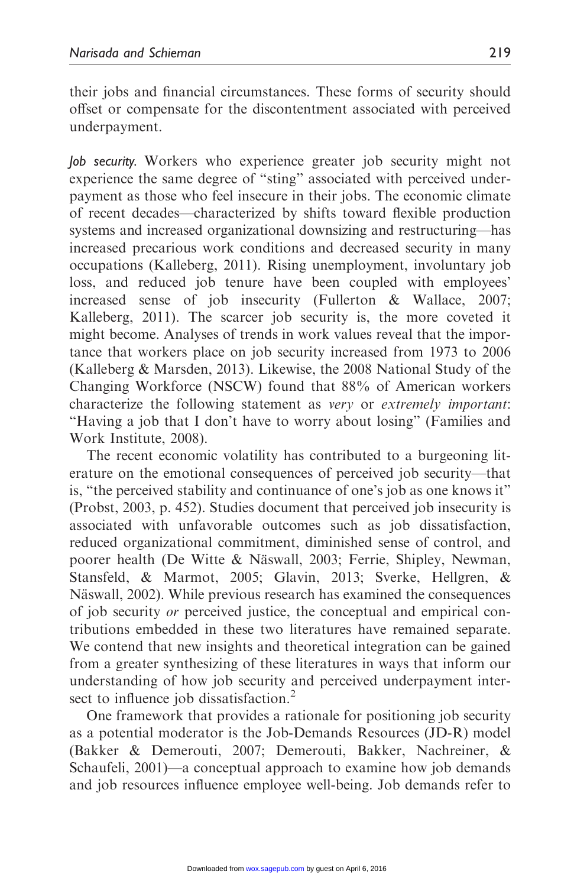their jobs and financial circumstances. These forms of security should offset or compensate for the discontentment associated with perceived underpayment.

*Job security.* Workers who experience greater job security might not experience the same degree of "sting" associated with perceived underpayment as those who feel insecure in their jobs. The economic climate of recent decades—characterized by shifts toward flexible production systems and increased organizational downsizing and restructuring—has increased precarious work conditions and decreased security in many occupations (Kalleberg, 2011). Rising unemployment, involuntary job loss, and reduced job tenure have been coupled with employees' increased sense of job insecurity (Fullerton & Wallace, 2007; Kalleberg, 2011). The scarcer job security is, the more coveted it might become. Analyses of trends in work values reveal that the importance that workers place on job security increased from 1973 to 2006 (Kalleberg & Marsden, 2013). Likewise, the 2008 National Study of the Changing Workforce (NSCW) found that 88% of American workers characterize the following statement as *very* or *extremely important*: "Having a job that I don't have to worry about losing" (Families and Work Institute, 2008).

The recent economic volatility has contributed to a burgeoning literature on the emotional consequences of perceived job security—that is, "the perceived stability and continuance of one's job as one knows it" (Probst, 2003, p. 452). Studies document that perceived job insecurity is associated with unfavorable outcomes such as job dissatisfaction, reduced organizational commitment, diminished sense of control, and poorer health (De Witte & Näswall, 2003; Ferrie, Shipley, Newman, Stansfeld, & Marmot, 2005; Glavin, 2013; Sverke, Hellgren, & Näswall, 2002). While previous research has examined the consequences of job security *or* perceived justice, the conceptual and empirical contributions embedded in these two literatures have remained separate. We contend that new insights and theoretical integration can be gained from a greater synthesizing of these literatures in ways that inform our understanding of how job security and perceived underpayment intersect to influence job dissatisfaction.[2]

One framework that provides a rationale for positioning job security as a potential moderator is the Job-Demands Resources (JD-R) model (Bakker & Demerouti, 2007; Demerouti, Bakker, Nachreiner, & Schaufeli, 2001)—a conceptual approach to examine how job demands and job resources influence employee well-being. Job demands refer to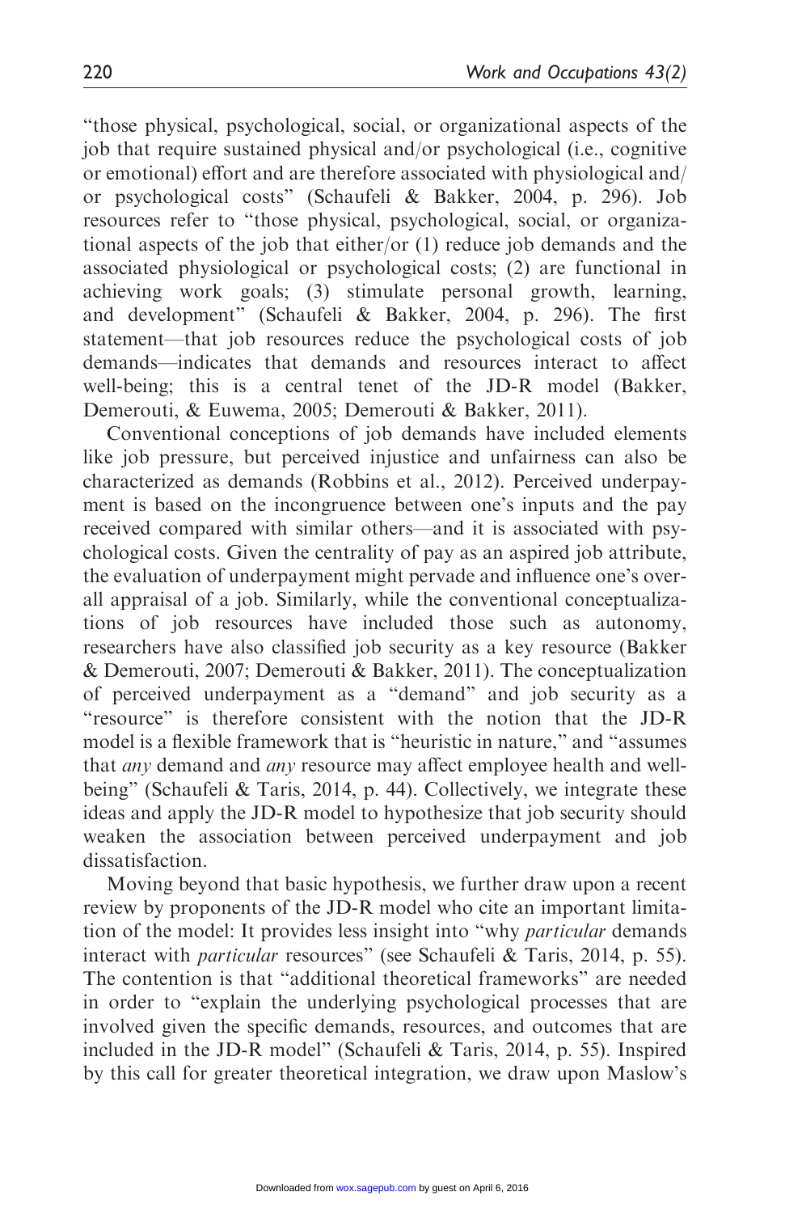"those physical, psychological, social, or organizational aspects of the job that require sustained physical and/or psychological (i.e., cognitive or emotional) effort and are therefore associated with physiological and/or psychological costs" (Schaufeli & Bakker, 2004, p. 296). Job resources refer to "those physical, psychological, social, or organizational aspects of the job that either/or (1) reduce job demands and the associated physiological or psychological costs; (2) are functional in achieving work goals; (3) stimulate personal growth, learning, and development" (Schaufeli & Bakker, 2004, p. 296). The first statement—that job resources reduce the psychological costs of job demands—indicates that demands and resources interact to affect well-being; this is a central tenet of the JD-R model (Bakker, Demerouti, & Euwema, 2005; Demerouti & Bakker, 2011).

Conventional conceptions of job demands have included elements like job pressure, but perceived injustice and unfairness can also be characterized as demands (Robbins et al., 2012). Perceived underpayment is based on the incongruence between one's inputs and the pay received compared with similar others—and it is associated with psychological costs. Given the centrality of pay as an aspired job attribute, the evaluation of underpayment might pervade and influence one's overall appraisal of a job. Similarly, while the conventional conceptualizations of job resources have included those such as autonomy, researchers have also classified job security as a key resource (Bakker & Demerouti, 2007; Demerouti & Bakker, 2011). The conceptualization of perceived underpayment as a "demand" and job security as a "resource" is therefore consistent with the notion that the JD-R model is a flexible framework that is "heuristic in nature," and "assumes that *any* demand and *any* resource may affect employee health and well-being" (Schaufeli & Taris, 2014, p. 44). Collectively, we integrate these ideas and apply the JD-R model to hypothesize that job security should weaken the association between perceived underpayment and job dissatisfaction.

Moving beyond that basic hypothesis, we further draw upon a recent review by proponents of the JD-R model who cite an important limitation of the model: It provides less insight into "why *particular* demands interact with *particular* resources" (see Schaufeli & Taris, 2014, p. 55). The contention is that "additional theoretical frameworks" are needed in order to "explain the underlying psychological processes that are involved given the specific demands, resources, and outcomes that are included in the JD-R model" (Schaufeli & Taris, 2014, p. 55). Inspired by this call for greater theoretical integration, we draw upon Maslow's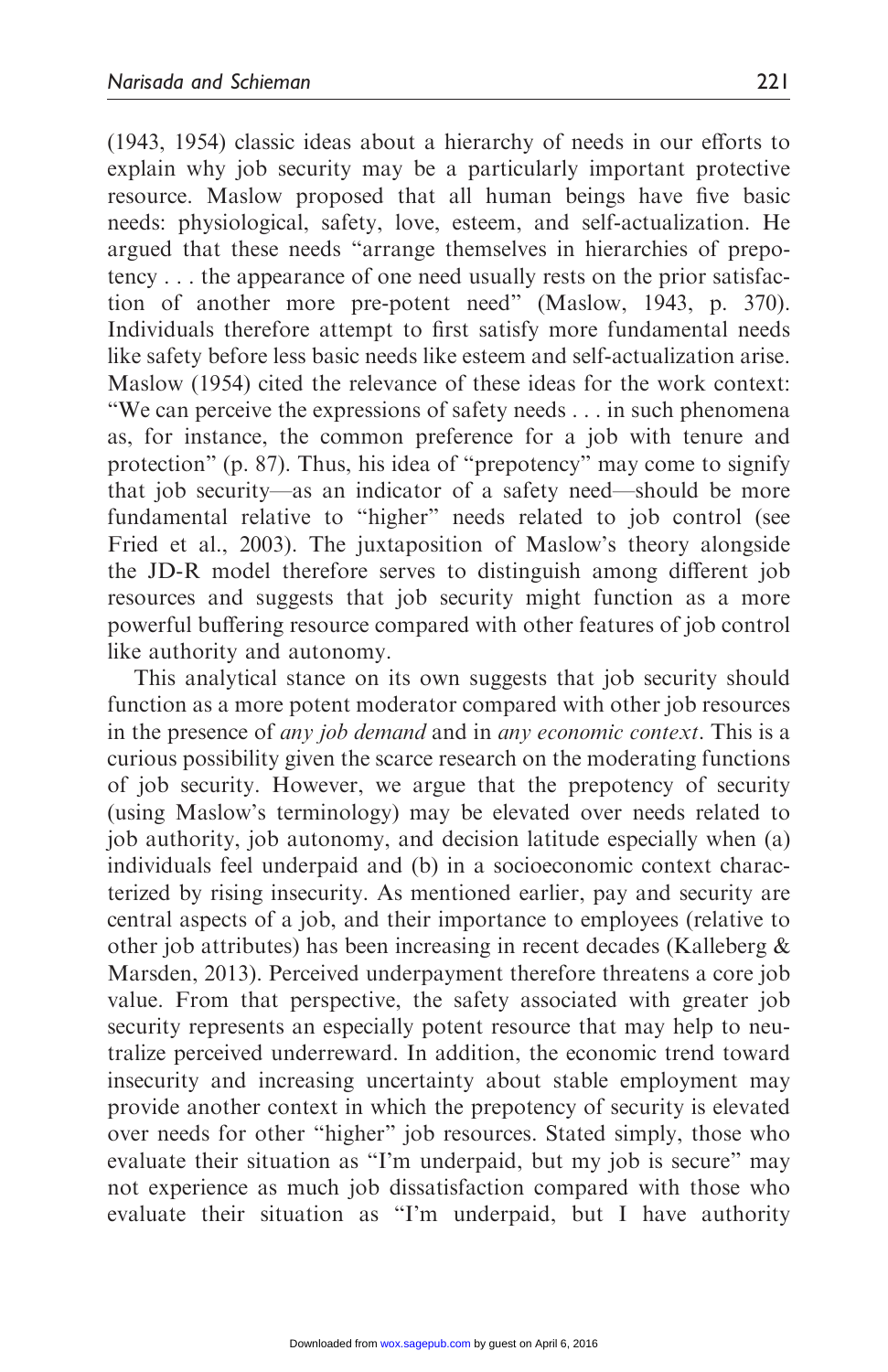(1943, 1954) classic ideas about a hierarchy of needs in our efforts to explain why job security may be a particularly important protective resource. Maslow proposed that all human beings have five basic needs: physiological, safety, love, esteem, and self-actualization. He argued that these needs "arrange themselves in hierarchies of prepotency . . . the appearance of one need usually rests on the prior satisfaction of another more pre-potent need" (Maslow, 1943, p. 370). Individuals therefore attempt to first satisfy more fundamental needs like safety before less basic needs like esteem and self-actualization arise. Maslow (1954) cited the relevance of these ideas for the work context: "We can perceive the expressions of safety needs . . . in such phenomena as, for instance, the common preference for a job with tenure and protection" (p. 87). Thus, his idea of "prepotency" may come to signify that job security—as an indicator of a safety need—should be more fundamental relative to "higher" needs related to job control (see Fried et al., 2003). The juxtaposition of Maslow's theory alongside the JD-R model therefore serves to distinguish among different job resources and suggests that job security might function as a more powerful buffering resource compared with other features of job control like authority and autonomy.

This analytical stance on its own suggests that job security should function as a more potent moderator compared with other job resources in the presence of *any job demand* and in *any economic context*. This is a curious possibility given the scarce research on the moderating functions of job security. However, we argue that the prepotency of security (using Maslow's terminology) may be elevated over needs related to job authority, job autonomy, and decision latitude especially when (a) individuals feel underpaid and (b) in a socioeconomic context characterized by rising insecurity. As mentioned earlier, pay and security are central aspects of a job, and their importance to employees (relative to other job attributes) has been increasing in recent decades (Kalleberg & Marsden, 2013). Perceived underpayment therefore threatens a core job value. From that perspective, the safety associated with greater job security represents an especially potent resource that may help to neutralize perceived underreward. In addition, the economic trend toward insecurity and increasing uncertainty about stable employment may provide another context in which the prepotency of security is elevated over needs for other "higher" job resources. Stated simply, those who evaluate their situation as "I'm underpaid, but my job is secure" may not experience as much job dissatisfaction compared with those who evaluate their situation as "I'm underpaid, but I have authority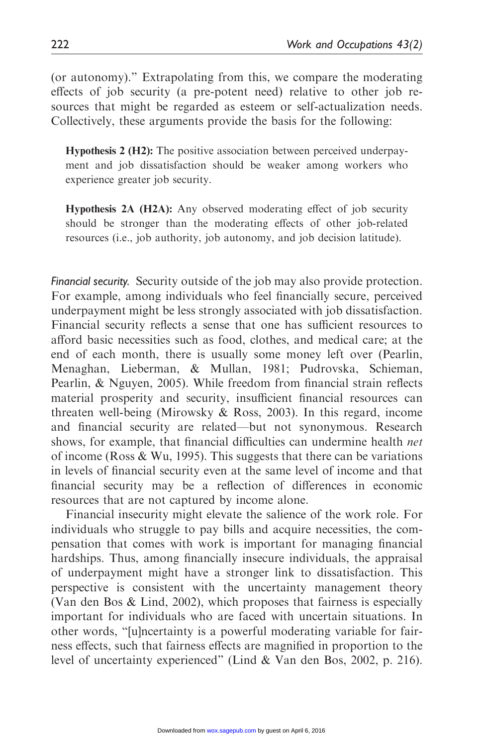(or autonomy)." Extrapolating from this, we compare the moderating effects of job security (a pre-potent need) relative to other job resources that might be regarded as esteem or self-actualization needs. Collectively, these arguments provide the basis for the following:

> **Hypothesis 2 (H2):** The positive association between perceived underpayment and job dissatisfaction should be weaker among workers who experience greater job security.

> **Hypothesis 2A (H2A):** Any observed moderating effect of job security should be stronger than the moderating effects of other job-related resources (i.e., job authority, job autonomy, and job decision latitude).

*Financial security.* Security outside of the job may also provide protection. For example, among individuals who feel financially secure, perceived underpayment might be less strongly associated with job dissatisfaction. Financial security reflects a sense that one has sufficient resources to afford basic necessities such as food, clothes, and medical care; at the end of each month, there is usually some money left over (Pearlin, Menaghan, Lieberman, & Mullan, 1981; Pudrovska, Schieman, Pearlin, & Nguyen, 2005). While freedom from financial strain reflects material prosperity and security, insufficient financial resources can threaten well-being (Mirowsky & Ross, 2003). In this regard, income and financial security are related—but not synonymous. Research shows, for example, that financial difficulties can undermine health *net* of income (Ross & Wu, 1995). This suggests that there can be variations in levels of financial security even at the same level of income and that financial security may be a reflection of differences in economic resources that are not captured by income alone.

Financial insecurity might elevate the salience of the work role. For individuals who struggle to pay bills and acquire necessities, the compensation that comes with work is important for managing financial hardships. Thus, among financially insecure individuals, the appraisal of underpayment might have a stronger link to dissatisfaction. This perspective is consistent with the uncertainty management theory (Van den Bos & Lind, 2002), which proposes that fairness is especially important for individuals who are faced with uncertain situations. In other words, "[u]ncertainty is a powerful moderating variable for fairness effects, such that fairness effects are magnified in proportion to the level of uncertainty experienced" (Lind & Van den Bos, 2002, p. 216).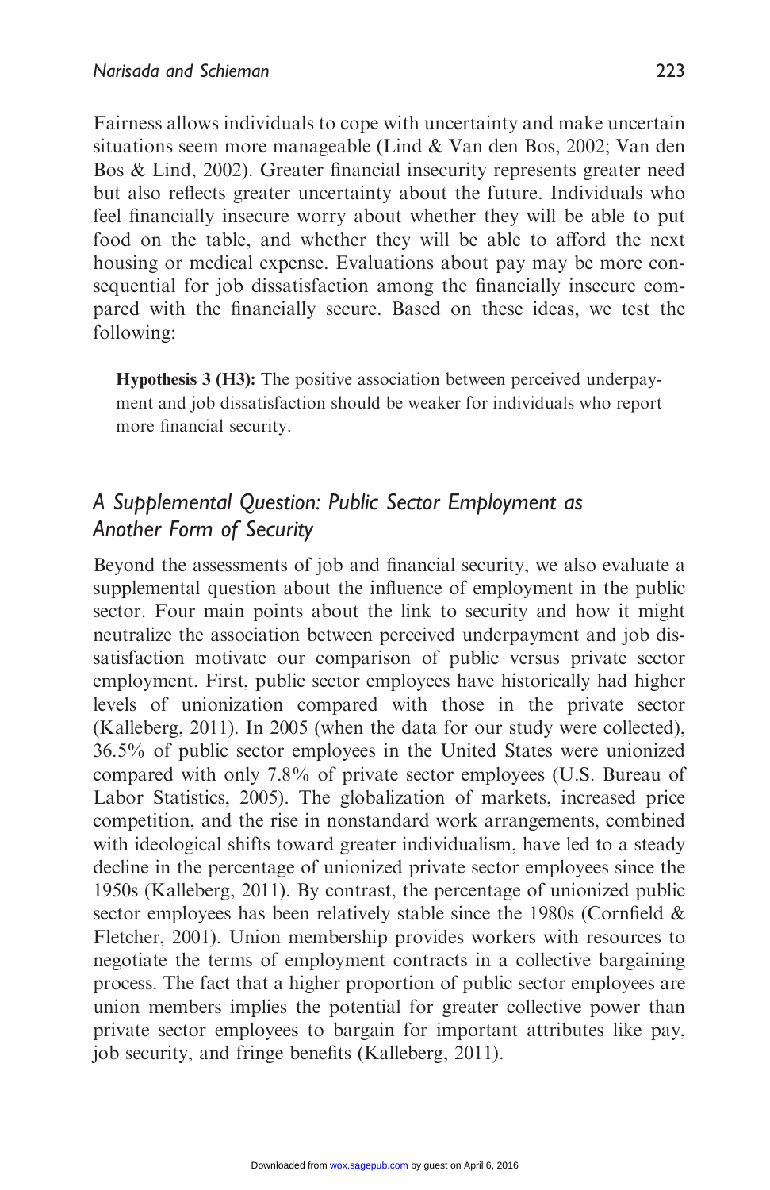Fairness allows individuals to cope with uncertainty and make uncertain situations seem more manageable (Lind & Van den Bos, 2002; Van den Bos & Lind, 2002). Greater financial insecurity represents greater need but also reflects greater uncertainty about the future. Individuals who feel financially insecure worry about whether they will be able to put food on the table, and whether they will be able to afford the next housing or medical expense. Evaluations about pay may be more consequential for job dissatisfaction among the financially insecure compared with the financially secure. Based on these ideas, we test the following:

> **Hypothesis 3 (H3):** The positive association between perceived underpayment and job dissatisfaction should be weaker for individuals who report more financial security.

## A Supplemental Question: Public Sector Employment as Another Form of Security

Beyond the assessments of job and financial security, we also evaluate a supplemental question about the influence of employment in the public sector. Four main points about the link to security and how it might neutralize the association between perceived underpayment and job dissatisfaction motivate our comparison of public versus private sector employment. First, public sector employees have historically had higher levels of unionization compared with those in the private sector (Kalleberg, 2011). In 2005 (when the data for our study were collected), 36.5% of public sector employees in the United States were unionized compared with only 7.8% of private sector employees (U.S. Bureau of Labor Statistics, 2005). The globalization of markets, increased price competition, and the rise in nonstandard work arrangements, combined with ideological shifts toward greater individualism, have led to a steady decline in the percentage of unionized private sector employees since the 1950s (Kalleberg, 2011). By contrast, the percentage of unionized public sector employees has been relatively stable since the 1980s (Cornfield & Fletcher, 2001). Union membership provides workers with resources to negotiate the terms of employment contracts in a collective bargaining process. The fact that a higher proportion of public sector employees are union members implies the potential for greater collective power than private sector employees to bargain for important attributes like pay, job security, and fringe benefits (Kalleberg, 2011).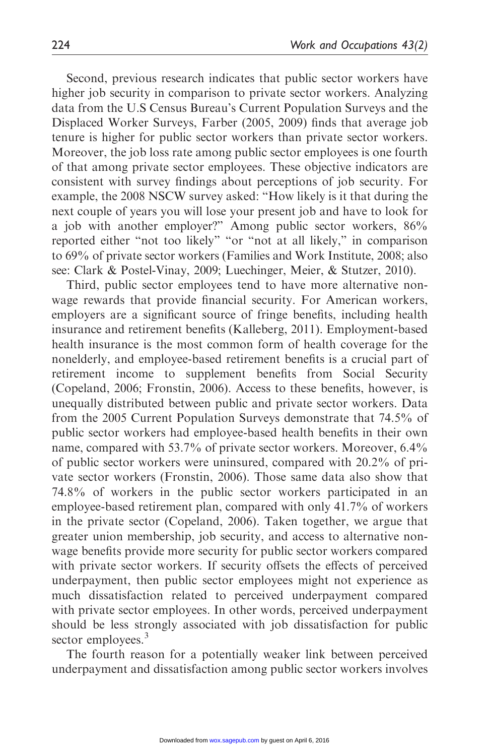Second, previous research indicates that public sector workers have higher job security in comparison to private sector workers. Analyzing data from the U.S Census Bureau's Current Population Surveys and the Displaced Worker Surveys, Farber (2005, 2009) finds that average job tenure is higher for public sector workers than private sector workers. Moreover, the job loss rate among public sector employees is one fourth of that among private sector employees. These objective indicators are consistent with survey findings about perceptions of job security. For example, the 2008 NSCW survey asked: "How likely is it that during the next couple of years you will lose your present job and have to look for a job with another employer?" Among public sector workers, 86% reported either "not too likely" "or "not at all likely," in comparison to 69% of private sector workers (Families and Work Institute, 2008; also see: Clark & Postel-Vinay, 2009; Luechinger, Meier, & Stutzer, 2010).

Third, public sector employees tend to have more alternative non-wage rewards that provide financial security. For American workers, employers are a significant source of fringe benefits, including health insurance and retirement benefits (Kalleberg, 2011). Employment-based health insurance is the most common form of health coverage for the nonelderly, and employee-based retirement benefits is a crucial part of retirement income to supplement benefits from Social Security (Copeland, 2006; Fronstin, 2006). Access to these benefits, however, is unequally distributed between public and private sector workers. Data from the 2005 Current Population Surveys demonstrate that 74.5% of public sector workers had employee-based health benefits in their own name, compared with 53.7% of private sector workers. Moreover, 6.4% of public sector workers were uninsured, compared with 20.2% of private sector workers (Fronstin, 2006). Those same data also show that 74.8% of workers in the public sector workers participated in an employee-based retirement plan, compared with only 41.7% of workers in the private sector (Copeland, 2006). Taken together, we argue that greater union membership, job security, and access to alternative non-wage benefits provide more security for public sector workers compared with private sector workers. If security offsets the effects of perceived underpayment, then public sector employees might not experience as much dissatisfaction related to perceived underpayment compared with private sector employees. In other words, perceived underpayment should be less strongly associated with job dissatisfaction for public sector employees.[3]

The fourth reason for a potentially weaker link between perceived underpayment and dissatisfaction among public sector workers involves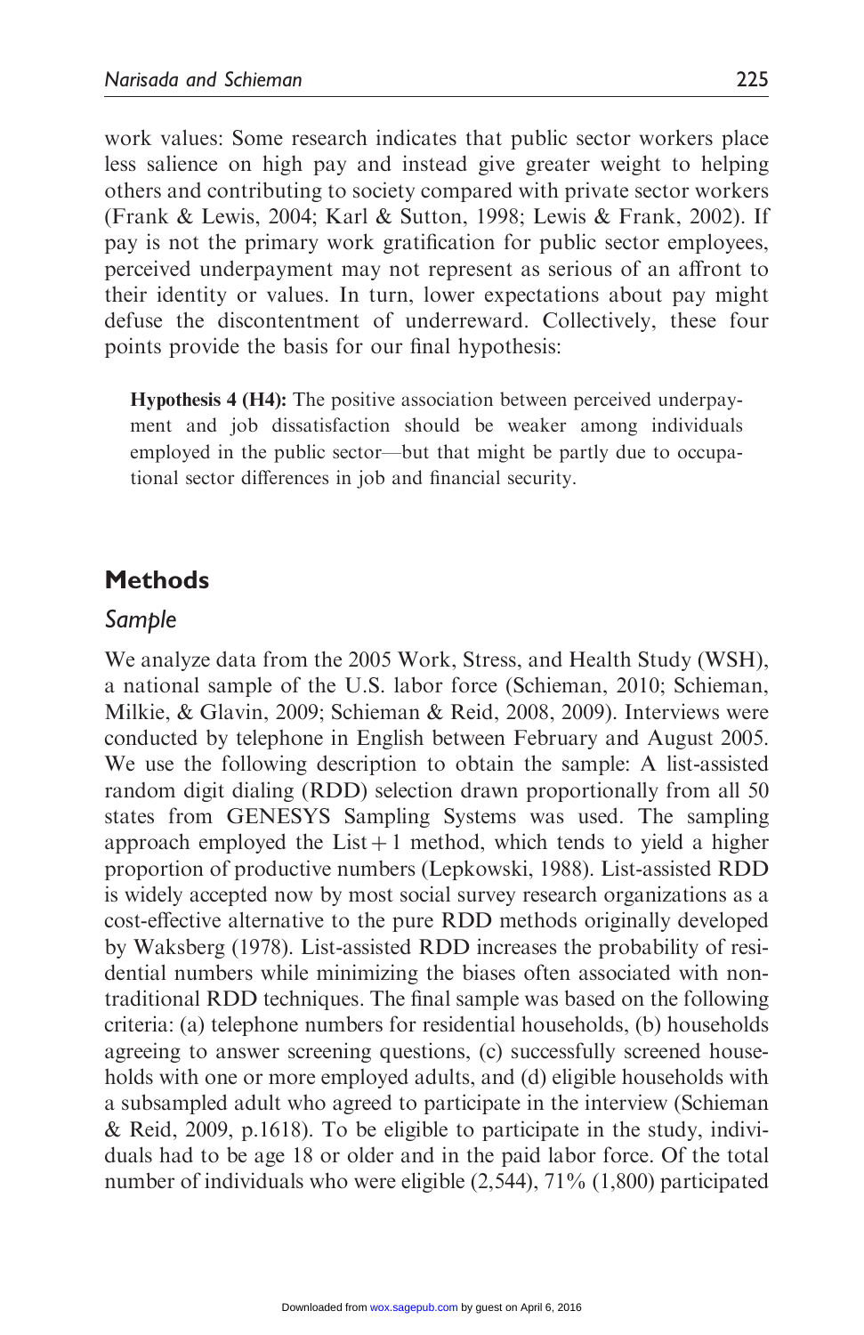work values: Some research indicates that public sector workers place less salience on high pay and instead give greater weight to helping others and contributing to society compared with private sector workers (Frank & Lewis, 2004; Karl & Sutton, 1998; Lewis & Frank, 2002). If pay is not the primary work gratification for public sector employees, perceived underpayment may not represent as serious of an affront to their identity or values. In turn, lower expectations about pay might defuse the discontentment of underreward. Collectively, these four points provide the basis for our final hypothesis:

> **Hypothesis 4 (H4):** The positive association between perceived underpayment and job dissatisfaction should be weaker among individuals employed in the public sector—but that might be partly due to occupational sector differences in job and financial security.

## Methods

### Sample

We analyze data from the 2005 Work, Stress, and Health Study (WSH), a national sample of the U.S. labor force (Schieman, 2010; Schieman, Milkie, & Glavin, 2009; Schieman & Reid, 2008, 2009). Interviews were conducted by telephone in English between February and August 2005. We use the following description to obtain the sample: A list-assisted random digit dialing (RDD) selection drawn proportionally from all 50 states from GENESYS Sampling Systems was used. The sampling approach employed the List + 1 method, which tends to yield a higher proportion of productive numbers (Lepkowski, 1988). List-assisted RDD is widely accepted now by most social survey research organizations as a cost-effective alternative to the pure RDD methods originally developed by Waksberg (1978). List-assisted RDD increases the probability of residential numbers while minimizing the biases often associated with non-traditional RDD techniques. The final sample was based on the following criteria: (a) telephone numbers for residential households, (b) households agreeing to answer screening questions, (c) successfully screened households with one or more employed adults, and (d) eligible households with a subsampled adult who agreed to participate in the interview (Schieman & Reid, 2009, p.1618). To be eligible to participate in the study, individuals had to be age 18 or older and in the paid labor force. Of the total number of individuals who were eligible (2,544), 71% (1,800) participated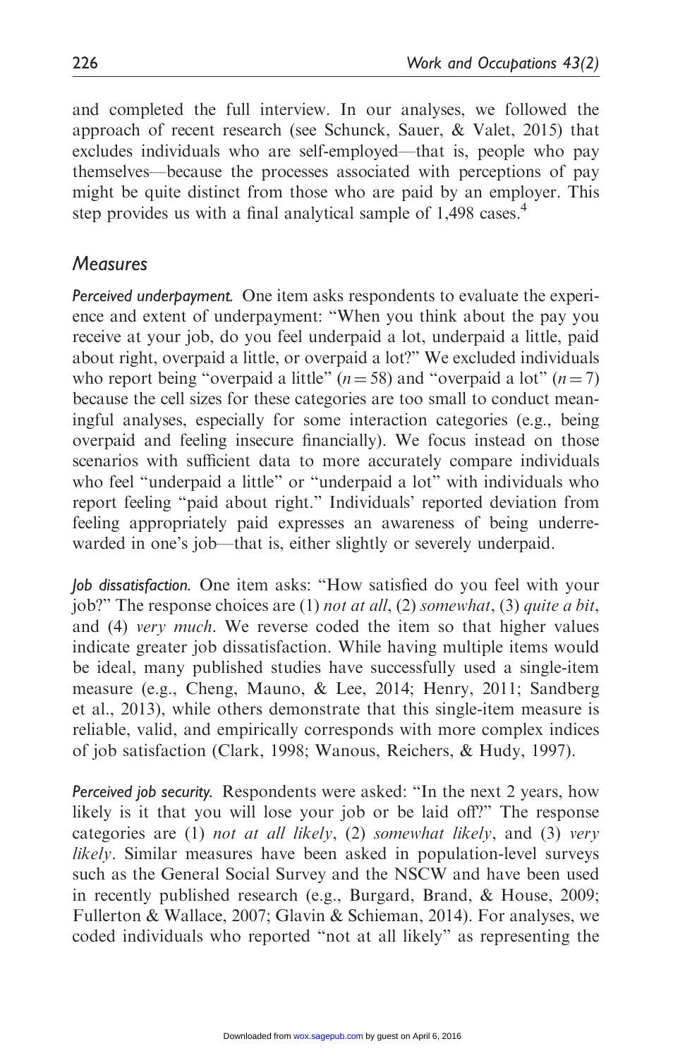and completed the full interview. In our analyses, we followed the approach of recent research (see Schunck, Sauer, & Valet, 2015) that excludes individuals who are self-employed—that is, people who pay themselves—because the processes associated with perceptions of pay might be quite distinct from those who are paid by an employer. This step provides us with a final analytical sample of 1,498 cases.[4]

## Measures

*Perceived underpayment.* One item asks respondents to evaluate the experience and extent of underpayment: "When you think about the pay you receive at your job, do you feel underpaid a lot, underpaid a little, paid about right, overpaid a little, or overpaid a lot?" We excluded individuals who report being "overpaid a little" ($n = 58$) and "overpaid a lot" ($n = 7$) because the cell sizes for these categories are too small to conduct meaningful analyses, especially for some interaction categories (e.g., being overpaid and feeling insecure financially). We focus instead on those scenarios with sufficient data to more accurately compare individuals who feel "underpaid a little" or "underpaid a lot" with individuals who report feeling "paid about right." Individuals' reported deviation from feeling appropriately paid expresses an awareness of being underrewarded in one's job—that is, either slightly or severely underpaid.

*Job dissatisfaction.* One item asks: "How satisfied do you feel with your job?" The response choices are (1) *not at all*, (2) *somewhat*, (3) *quite a bit*, and (4) *very much*. We reverse coded the item so that higher values indicate greater job dissatisfaction. While having multiple items would be ideal, many published studies have successfully used a single-item measure (e.g., Cheng, Mauno, & Lee, 2014; Henry, 2011; Sandberg et al., 2013), while others demonstrate that this single-item measure is reliable, valid, and empirically corresponds with more complex indices of job satisfaction (Clark, 1998; Wanous, Reichers, & Hudy, 1997).

*Perceived job security.* Respondents were asked: "In the next 2 years, how likely is it that you will lose your job or be laid off?" The response categories are (1) *not at all likely*, (2) *somewhat likely*, and (3) *very likely*. Similar measures have been asked in population-level surveys such as the General Social Survey and the NSCW and have been used in recently published research (e.g., Burgard, Brand, & House, 2009; Fullerton & Wallace, 2007; Glavin & Schieman, 2014). For analyses, we coded individuals who reported "not at all likely" as representing the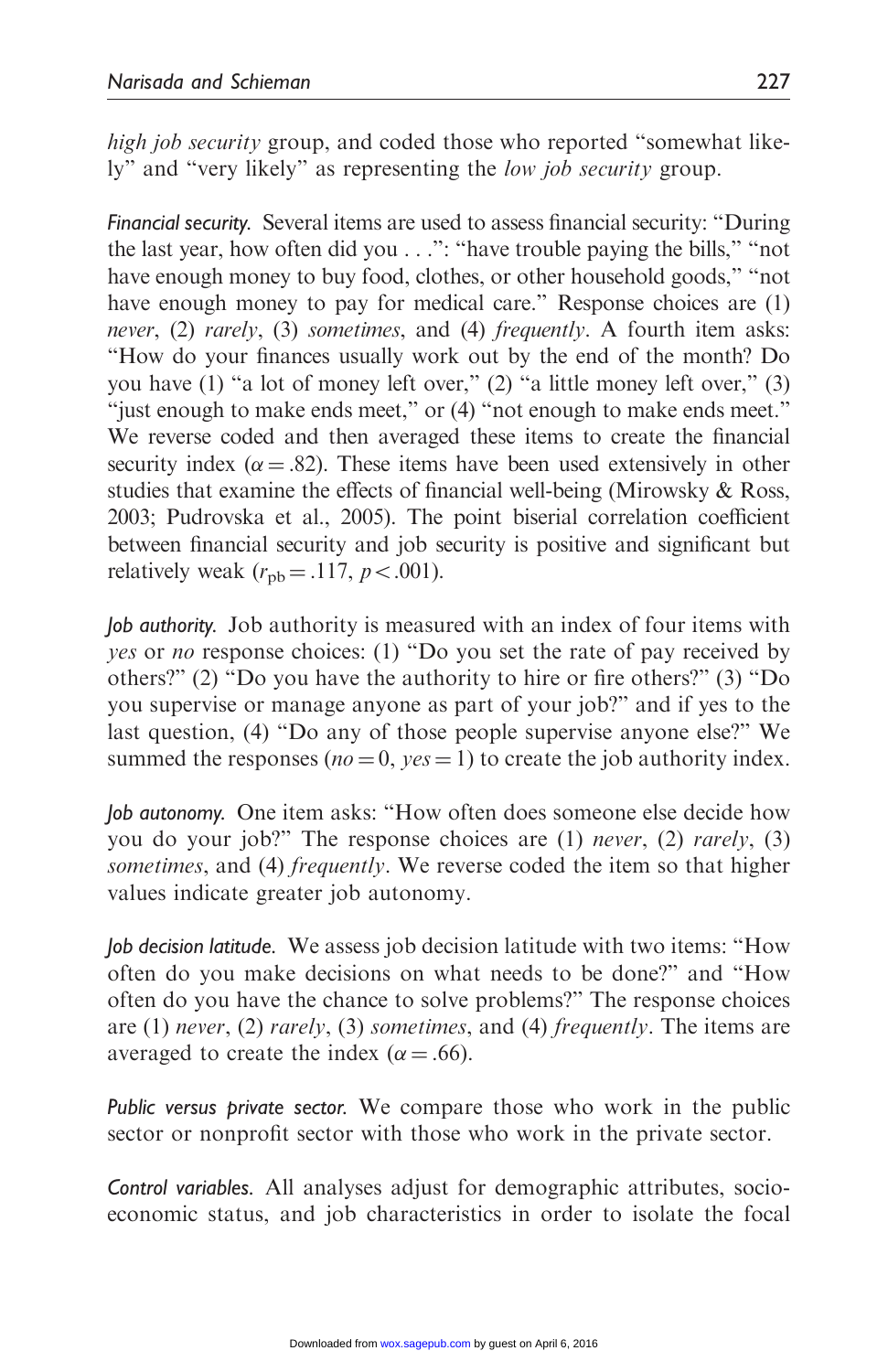*high job security* group, and coded those who reported "somewhat likely" and "very likely" as representing the *low job security* group.

*Financial security.* Several items are used to assess financial security: "During the last year, how often did you . . .": "have trouble paying the bills," "not have enough money to buy food, clothes, or other household goods," "not have enough money to pay for medical care." Response choices are (1) *never*, (2) *rarely*, (3) *sometimes*, and (4) *frequently*. A fourth item asks: "How do your finances usually work out by the end of the month? Do you have (1) "a lot of money left over," (2) "a little money left over," (3) "just enough to make ends meet," or (4) "not enough to make ends meet." We reverse coded and then averaged these items to create the financial security index ($\alpha = .82$). These items have been used extensively in other studies that examine the effects of financial well-being (Mirowsky & Ross, 2003; Pudrovska et al., 2005). The point biserial correlation coefficient between financial security and job security is positive and significant but relatively weak ($r_{pb} = .117$, $p < .001$).

*Job authority.* Job authority is measured with an index of four items with *yes* or *no* response choices: (1) "Do you set the rate of pay received by others?" (2) "Do you have the authority to hire or fire others?" (3) "Do you supervise or manage anyone as part of your job?" and if yes to the last question, (4) "Do any of those people supervise anyone else?" We summed the responses (*no* = 0, *yes* = 1) to create the job authority index.

*Job autonomy.* One item asks: "How often does someone else decide how you do your job?" The response choices are (1) *never*, (2) *rarely*, (3) *sometimes*, and (4) *frequently*. We reverse coded the item so that higher values indicate greater job autonomy.

*Job decision latitude.* We assess job decision latitude with two items: "How often do you make decisions on what needs to be done?" and "How often do you have the chance to solve problems?" The response choices are (1) *never*, (2) *rarely*, (3) *sometimes*, and (4) *frequently*. The items are averaged to create the index ($\alpha = .66$).

*Public versus private sector.* We compare those who work in the public sector or nonprofit sector with those who work in the private sector.

*Control variables.* All analyses adjust for demographic attributes, socioeconomic status, and job characteristics in order to isolate the focal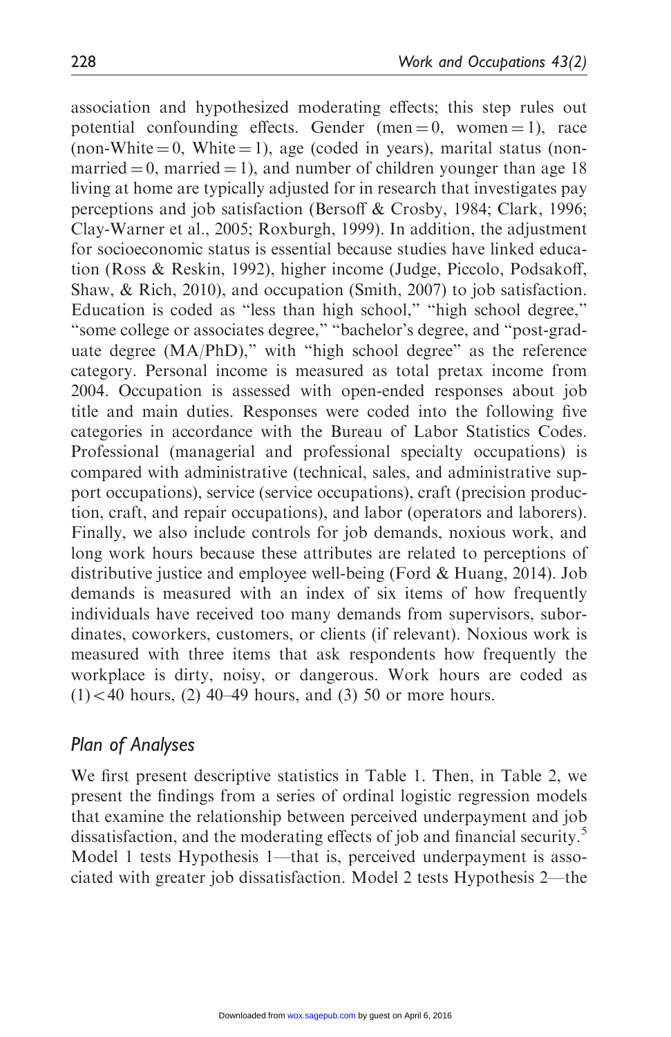association and hypothesized moderating effects; this step rules out potential confounding effects. Gender (men = 0, women = 1), race (non-White = 0, White = 1), age (coded in years), marital status (non-married = 0, married = 1), and number of children younger than age 18 living at home are typically adjusted for in research that investigates pay perceptions and job satisfaction (Bersoff & Crosby, 1984; Clark, 1996; Clay-Warner et al., 2005; Roxburgh, 1999). In addition, the adjustment for socioeconomic status is essential because studies have linked education (Ross & Reskin, 1992), higher income (Judge, Piccolo, Podsakoff, Shaw, & Rich, 2010), and occupation (Smith, 2007) to job satisfaction. Education is coded as "less than high school," "high school degree," "some college or associates degree," "bachelor's degree, and "post-graduate degree (MA/PhD)," with "high school degree" as the reference category. Personal income is measured as total pretax income from 2004. Occupation is assessed with open-ended responses about job title and main duties. Responses were coded into the following five categories in accordance with the Bureau of Labor Statistics Codes. Professional (managerial and professional specialty occupations) is compared with administrative (technical, sales, and administrative support occupations), service (service occupations), craft (precision production, craft, and repair occupations), and labor (operators and laborers). Finally, we also include controls for job demands, noxious work, and long work hours because these attributes are related to perceptions of distributive justice and employee well-being (Ford & Huang, 2014). Job demands is measured with an index of six items of how frequently individuals have received too many demands from supervisors, subordinates, coworkers, customers, or clients (if relevant). Noxious work is measured with three items that ask respondents how frequently the workplace is dirty, noisy, or dangerous. Work hours are coded as (1) < 40 hours, (2) 40–49 hours, and (3) 50 or more hours.

## *Plan of Analyses*

We first present descriptive statistics in Table 1. Then, in Table 2, we present the findings from a series of ordinal logistic regression models that examine the relationship between perceived underpayment and job dissatisfaction, and the moderating effects of job and financial security.[5] Model 1 tests Hypothesis 1—that is, perceived underpayment is associated with greater job dissatisfaction. Model 2 tests Hypothesis 2—the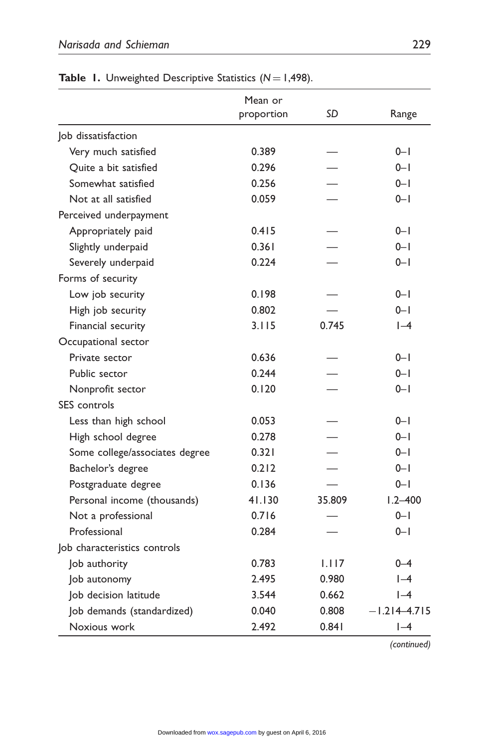**Table 1.** Unweighted Descriptive Statistics ($N = 1{,}498$).

| | Mean or proportion | *SD* | Range |
|---|---|---|---|
| Job dissatisfaction | | | |
| Very much satisfied | 0.389 | — | 0–1 |
| Quite a bit satisfied | 0.296 | — | 0–1 |
| Somewhat satisfied | 0.256 | — | 0–1 |
| Not at all satisfied | 0.059 | — | 0–1 |
| Perceived underpayment | | | |
| Appropriately paid | 0.415 | — | 0–1 |
| Slightly underpaid | 0.361 | — | 0–1 |
| Severely underpaid | 0.224 | — | 0–1 |
| Forms of security | | | |
| Low job security | 0.198 | — | 0–1 |
| High job security | 0.802 | — | 0–1 |
| Financial security | 3.115 | 0.745 | 1–4 |
| Occupational sector | | | |
| Private sector | 0.636 | — | 0–1 |
| Public sector | 0.244 | — | 0–1 |
| Nonprofit sector | 0.120 | — | 0–1 |
| SES controls | | | |
| Less than high school | 0.053 | — | 0–1 |
| High school degree | 0.278 | — | 0–1 |
| Some college/associates degree | 0.321 | — | 0–1 |
| Bachelor's degree | 0.212 | — | 0–1 |
| Postgraduate degree | 0.136 | — | 0–1 |
| Personal income (thousands) | 41.130 | 35.809 | 1.2–400 |
| Not a professional | 0.716 | — | 0–1 |
| Professional | 0.284 | — | 0–1 |
| Job characteristics controls | | | |
| Job authority | 0.783 | 1.117 | 0–4 |
| Job autonomy | 2.495 | 0.980 | 1–4 |
| Job decision latitude | 3.544 | 0.662 | 1–4 |
| Job demands (standardized) | 0.040 | 0.808 | −1.214–4.715 |
| Noxious work | 2.492 | 0.841 | 1–4 |

*(continued)*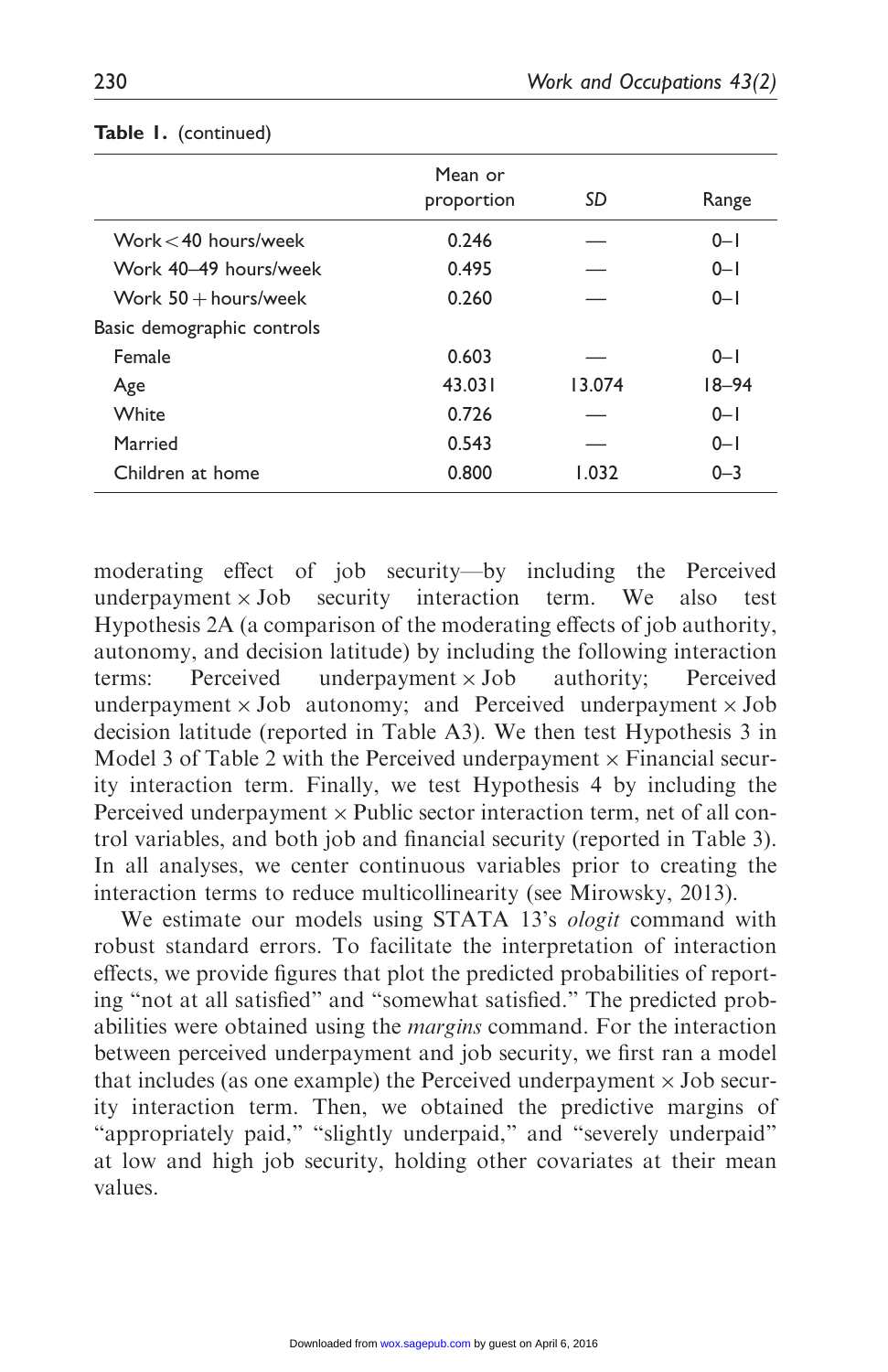**Table 1.** (continued)

| | Mean or proportion | *SD* | Range |
|---|---|---|---|
| Work < 40 hours/week | 0.246 | — | 0–1 |
| Work 40–49 hours/week | 0.495 | — | 0–1 |
| Work 50 + hours/week | 0.260 | — | 0–1 |
| Basic demographic controls | | | |
| Female | 0.603 | — | 0–1 |
| Age | 43.031 | 13.074 | 18–94 |
| White | 0.726 | — | 0–1 |
| Married | 0.543 | — | 0–1 |
| Children at home | 0.800 | 1.032 | 0–3 |

moderating effect of job security—by including the Perceived underpayment × Job security interaction term. We also test Hypothesis 2A (a comparison of the moderating effects of job authority, autonomy, and decision latitude) by including the following interaction terms: Perceived underpayment × Job authority; Perceived underpayment × Job autonomy; and Perceived underpayment × Job decision latitude (reported in Table A3). We then test Hypothesis 3 in Model 3 of Table 2 with the Perceived underpayment × Financial security interaction term. Finally, we test Hypothesis 4 by including the Perceived underpayment × Public sector interaction term, net of all control variables, and both job and financial security (reported in Table 3). In all analyses, we center continuous variables prior to creating the interaction terms to reduce multicollinearity (see Mirowsky, 2013).

We estimate our models using STATA 13's *ologit* command with robust standard errors. To facilitate the interpretation of interaction effects, we provide figures that plot the predicted probabilities of reporting "not at all satisfied" and "somewhat satisfied." The predicted probabilities were obtained using the *margins* command. For the interaction between perceived underpayment and job security, we first ran a model that includes (as one example) the Perceived underpayment × Job security interaction term. Then, we obtained the predictive margins of "appropriately paid," "slightly underpaid," and "severely underpaid" at low and high job security, holding other covariates at their mean values.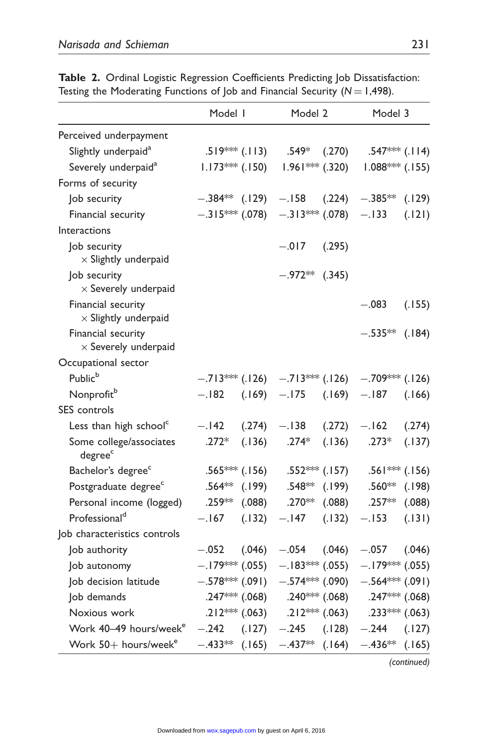**Table 2.** Ordinal Logistic Regression Coefficients Predicting Job Dissatisfaction: Testing the Moderating Functions of Job and Financial Security ($N = 1{,}498$).

| | Model 1 | | Model 2 | | Model 3 | |
|---|---|---|---|---|---|---|
| Perceived underpayment | | | | | | |
| Slightly underpaid[a] | .519*** | (.113) | .549* | (.270) | .547*** | (.114) |
| Severely underpaid[a] | 1.173*** | (.150) | 1.961*** | (.320) | 1.088*** | (.155) |
| Forms of security | | | | | | |
| Job security | −.384** | (.129) | −.158 | (.224) | −.385** | (.129) |
| Financial security | −.315*** | (.078) | −.313*** | (.078) | −.133 | (.121) |
| Interactions | | | | | | |
| Job security × Slightly underpaid | | | −.017 | (.295) | | |
| Job security × Severely underpaid | | | −.972** | (.345) | | |
| Financial security × Slightly underpaid | | | | | −.083 | (.155) |
| Financial security × Severely underpaid | | | | | −.535** | (.184) |
| Occupational sector | | | | | | |
| Public[b] | −.713*** | (.126) | −.713*** | (.126) | −.709*** | (.126) |
| Nonprofit[b] | −.182 | (.169) | −.175 | (.169) | −.187 | (.166) |
| SES controls | | | | | | |
| Less than high school[c] | −.142 | (.274) | −.138 | (.272) | −.162 | (.274) |
| Some college/associates degree[c] | .272* | (.136) | .274* | (.136) | .273* | (.137) |
| Bachelor's degree[c] | .565*** | (.156) | .552*** | (.157) | .561*** | (.156) |
| Postgraduate degree[c] | .564** | (.199) | .548** | (.199) | .560** | (.198) |
| Personal income (logged) | .259** | (.088) | .270** | (.088) | .257** | (.088) |
| Professional[d] | −.167 | (.132) | −.147 | (.132) | −.153 | (.131) |
| Job characteristics controls | | | | | | |
| Job authority | −.052 | (.046) | −.054 | (.046) | −.057 | (.046) |
| Job autonomy | −.179*** | (.055) | −.183*** | (.055) | −.179*** | (.055) |
| Job decision latitude | −.578*** | (.091) | −.574*** | (.090) | −.564*** | (.091) |
| Job demands | .247*** | (.068) | .240*** | (.068) | .247*** | (.068) |
| Noxious work | .212*** | (.063) | .212*** | (.063) | .233*** | (.063) |
| Work 40–49 hours/week[e] | −.242 | (.127) | −.245 | (.128) | −.244 | (.127) |
| Work 50+ hours/week[e] | −.433** | (.165) | −.437** | (.164) | −.436** | (.165) |

*(continued)*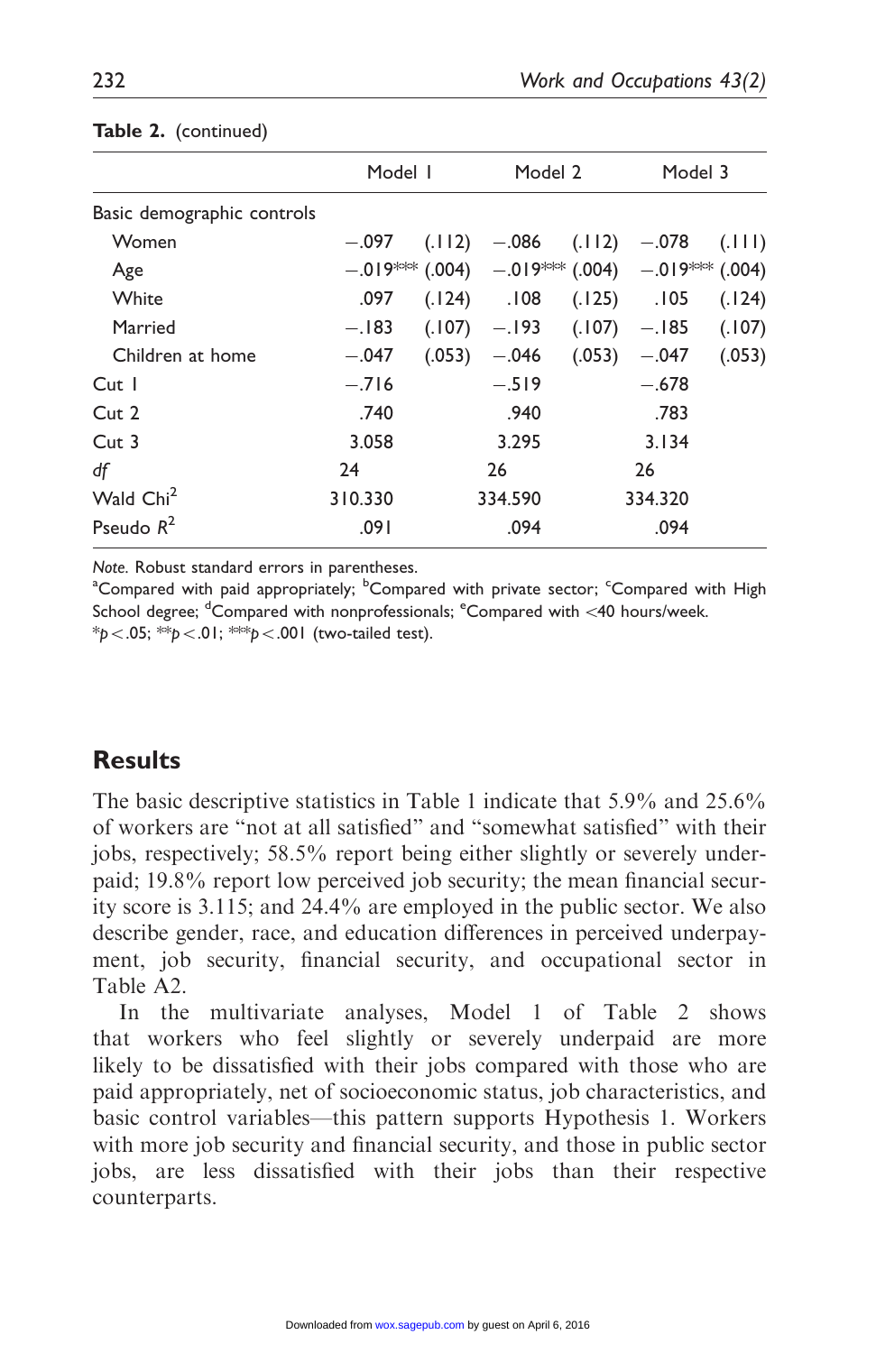**Table 2.** (continued)

| | Model 1 | | Model 2 | | Model 3 | |
|---|---|---|---|---|---|---|
| Basic demographic controls | | | | | | |
| Women | −.097 | (.112) | −.086 | (.112) | −.078 | (.111) |
| Age | −.019*** | (.004) | −.019*** | (.004) | −.019*** | (.004) |
| White | .097 | (.124) | .108 | (.125) | .105 | (.124) |
| Married | −.183 | (.107) | −.193 | (.107) | −.185 | (.107) |
| Children at home | −.047 | (.053) | −.046 | (.053) | −.047 | (.053) |
| Cut 1 | −.716 | | −.519 | | −.678 | |
| Cut 2 | .740 | | .940 | | .783 | |
| Cut 3 | 3.058 | | 3.295 | | 3.134 | |
| *df* | 24 | | 26 | | 26 | |
| Wald $Chi^2$ | 310.330 | | 334.590 | | 334.320 | |
| Pseudo $R^2$ | .091 | | .094 | | .094 | |

*Note.* Robust standard errors in parentheses.
[a]Compared with paid appropriately; [b]Compared with private sector; [c]Compared with High School degree; [d]Compared with nonprofessionals; [e]Compared with <40 hours/week.
*$p < .05$; **$p < .01$; ***$p < .001$ (two-tailed test).

## Results

The basic descriptive statistics in Table 1 indicate that 5.9% and 25.6% of workers are "not at all satisfied" and "somewhat satisfied" with their jobs, respectively; 58.5% report being either slightly or severely underpaid; 19.8% report low perceived job security; the mean financial security score is 3.115; and 24.4% are employed in the public sector. We also describe gender, race, and education differences in perceived underpayment, job security, financial security, and occupational sector in Table A2.

In the multivariate analyses, Model 1 of Table 2 shows that workers who feel slightly or severely underpaid are more likely to be dissatisfied with their jobs compared with those who are paid appropriately, net of socioeconomic status, job characteristics, and basic control variables—this pattern supports Hypothesis 1. Workers with more job security and financial security, and those in public sector jobs, are less dissatisfied with their jobs than their respective counterparts.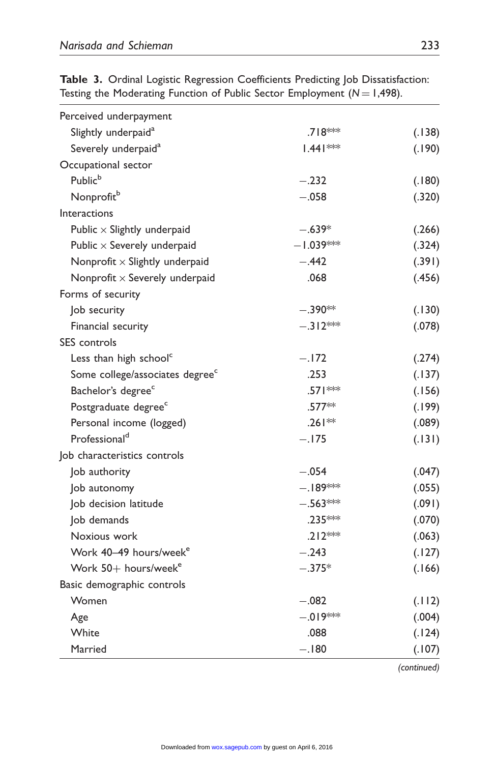**Table 3.** Ordinal Logistic Regression Coefficients Predicting Job Dissatisfaction: Testing the Moderating Function of Public Sector Employment ($N = 1{,}498$).

| | | |
|---|---|---|
| Perceived underpayment | | |
| Slightly underpaid[a] | .718*** | (.138) |
| Severely underpaid[a] | 1.441*** | (.190) |
| Occupational sector | | |
| Public[b] | −.232 | (.180) |
| Nonprofit[b] | −.058 | (.320) |
| Interactions | | |
| Public × Slightly underpaid | −.639* | (.266) |
| Public × Severely underpaid | −1.039*** | (.324) |
| Nonprofit × Slightly underpaid | −.442 | (.391) |
| Nonprofit × Severely underpaid | .068 | (.456) |
| Forms of security | | |
| Job security | −.390** | (.130) |
| Financial security | −.312*** | (.078) |
| SES controls | | |
| Less than high school[c] | −.172 | (.274) |
| Some college/associates degree[c] | .253 | (.137) |
| Bachelor's degree[c] | .571*** | (.156) |
| Postgraduate degree[c] | .577** | (.199) |
| Personal income (logged) | .261** | (.089) |
| Professional[d] | −.175 | (.131) |
| Job characteristics controls | | |
| Job authority | −.054 | (.047) |
| Job autonomy | −.189*** | (.055) |
| Job decision latitude | −.563*** | (.091) |
| Job demands | .235*** | (.070) |
| Noxious work | .212*** | (.063) |
| Work 40–49 hours/week[e] | −.243 | (.127) |
| Work 50+ hours/week[e] | −.375* | (.166) |
| Basic demographic controls | | |
| Women | −.082 | (.112) |
| Age | −.019*** | (.004) |
| White | .088 | (.124) |
| Married | −.180 | (.107) |

*(continued)*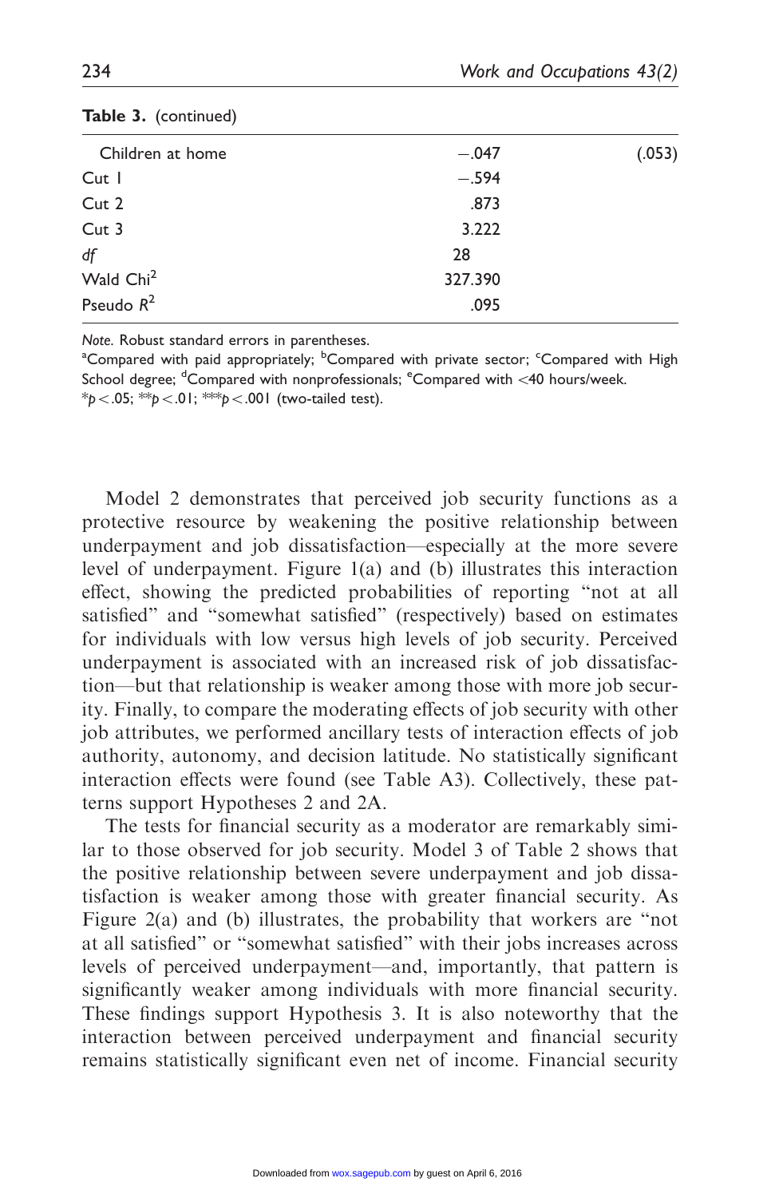**Table 3.** (continued)

| | | |
|---|---|---|
| Children at home | −.047 | (.053) |
| Cut 1 | −.594 | |
| Cut 2 | .873 | |
| Cut 3 | 3.222 | |
| *df* | 28 | |
| Wald Chi$^2$ | 327.390 | |
| Pseudo $R^2$ | .095 | |

*Note.* Robust standard errors in parentheses.
[a]Compared with paid appropriately; [b]Compared with private sector; [c]Compared with High School degree; [d]Compared with nonprofessionals; [e]Compared with <40 hours/week.
*$p < .05$; **$p < .01$; ***$p < .001$ (two-tailed test).

Model 2 demonstrates that perceived job security functions as a protective resource by weakening the positive relationship between underpayment and job dissatisfaction—especially at the more severe level of underpayment. Figure 1(a) and (b) illustrates this interaction effect, showing the predicted probabilities of reporting "not at all satisfied" and "somewhat satisfied" (respectively) based on estimates for individuals with low versus high levels of job security. Perceived underpayment is associated with an increased risk of job dissatisfaction—but that relationship is weaker among those with more job security. Finally, to compare the moderating effects of job security with other job attributes, we performed ancillary tests of interaction effects of job authority, autonomy, and decision latitude. No statistically significant interaction effects were found (see Table A3). Collectively, these patterns support Hypotheses 2 and 2A.

The tests for financial security as a moderator are remarkably similar to those observed for job security. Model 3 of Table 2 shows that the positive relationship between severe underpayment and job dissatisfaction is weaker among those with greater financial security. As Figure 2(a) and (b) illustrates, the probability that workers are "not at all satisfied" or "somewhat satisfied" with their jobs increases across levels of perceived underpayment—and, importantly, that pattern is significantly weaker among individuals with more financial security. These findings support Hypothesis 3. It is also noteworthy that the interaction between perceived underpayment and financial security remains statistically significant even net of income. Financial security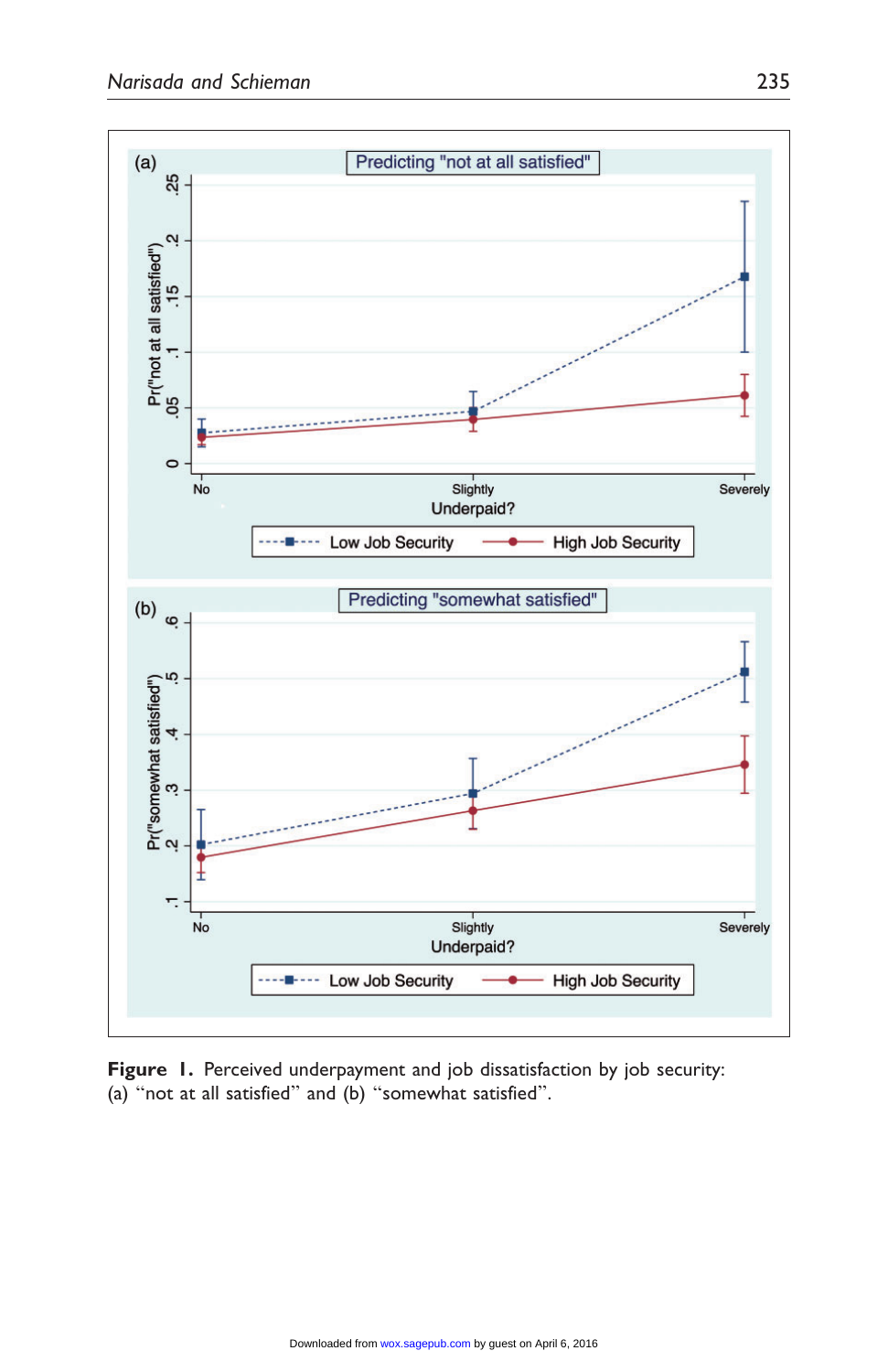**Figure 1.** Perceived underpayment and job dissatisfaction by job security: (a) "not at all satisfied" and (b) "somewhat satisfied".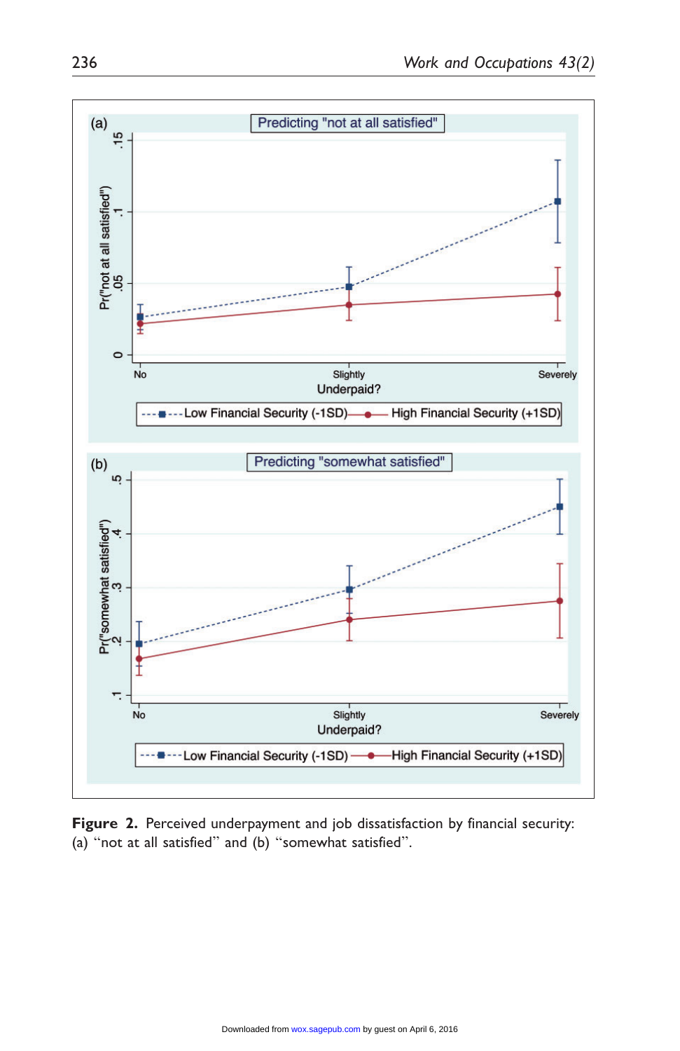**Figure 2.** Perceived underpayment and job dissatisfaction by financial security: (a) "not at all satisfied" and (b) "somewhat satisfied".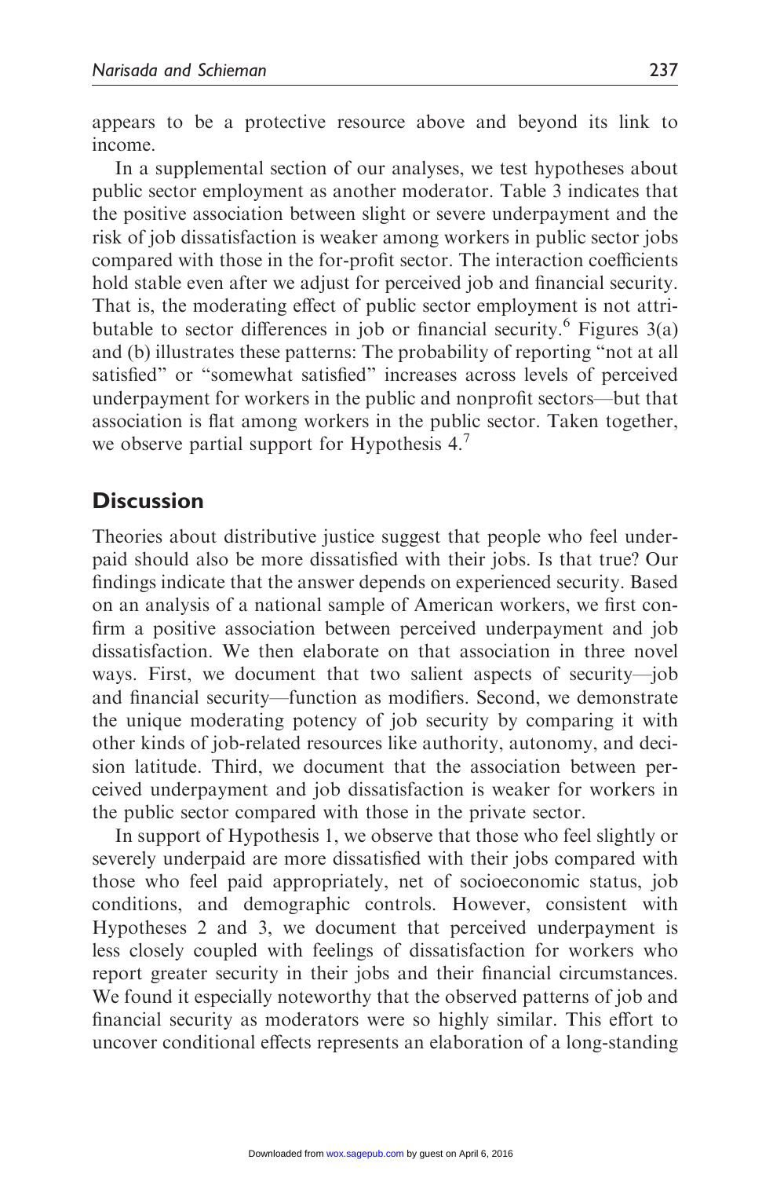appears to be a protective resource above and beyond its link to income.

In a supplemental section of our analyses, we test hypotheses about public sector employment as another moderator. Table 3 indicates that the positive association between slight or severe underpayment and the risk of job dissatisfaction is weaker among workers in public sector jobs compared with those in the for-profit sector. The interaction coefficients hold stable even after we adjust for perceived job and financial security. That is, the moderating effect of public sector employment is not attributable to sector differences in job or financial security.[6] Figures 3(a) and (b) illustrates these patterns: The probability of reporting "not at all satisfied" or "somewhat satisfied" increases across levels of perceived underpayment for workers in the public and nonprofit sectors—but that association is flat among workers in the public sector. Taken together, we observe partial support for Hypothesis 4.[7]

## Discussion

Theories about distributive justice suggest that people who feel underpaid should also be more dissatisfied with their jobs. Is that true? Our findings indicate that the answer depends on experienced security. Based on an analysis of a national sample of American workers, we first confirm a positive association between perceived underpayment and job dissatisfaction. We then elaborate on that association in three novel ways. First, we document that two salient aspects of security—job and financial security—function as modifiers. Second, we demonstrate the unique moderating potency of job security by comparing it with other kinds of job-related resources like authority, autonomy, and decision latitude. Third, we document that the association between perceived underpayment and job dissatisfaction is weaker for workers in the public sector compared with those in the private sector.

In support of Hypothesis 1, we observe that those who feel slightly or severely underpaid are more dissatisfied with their jobs compared with those who feel paid appropriately, net of socioeconomic status, job conditions, and demographic controls. However, consistent with Hypotheses 2 and 3, we document that perceived underpayment is less closely coupled with feelings of dissatisfaction for workers who report greater security in their jobs and their financial circumstances. We found it especially noteworthy that the observed patterns of job and financial security as moderators were so highly similar. This effort to uncover conditional effects represents an elaboration of a long-standing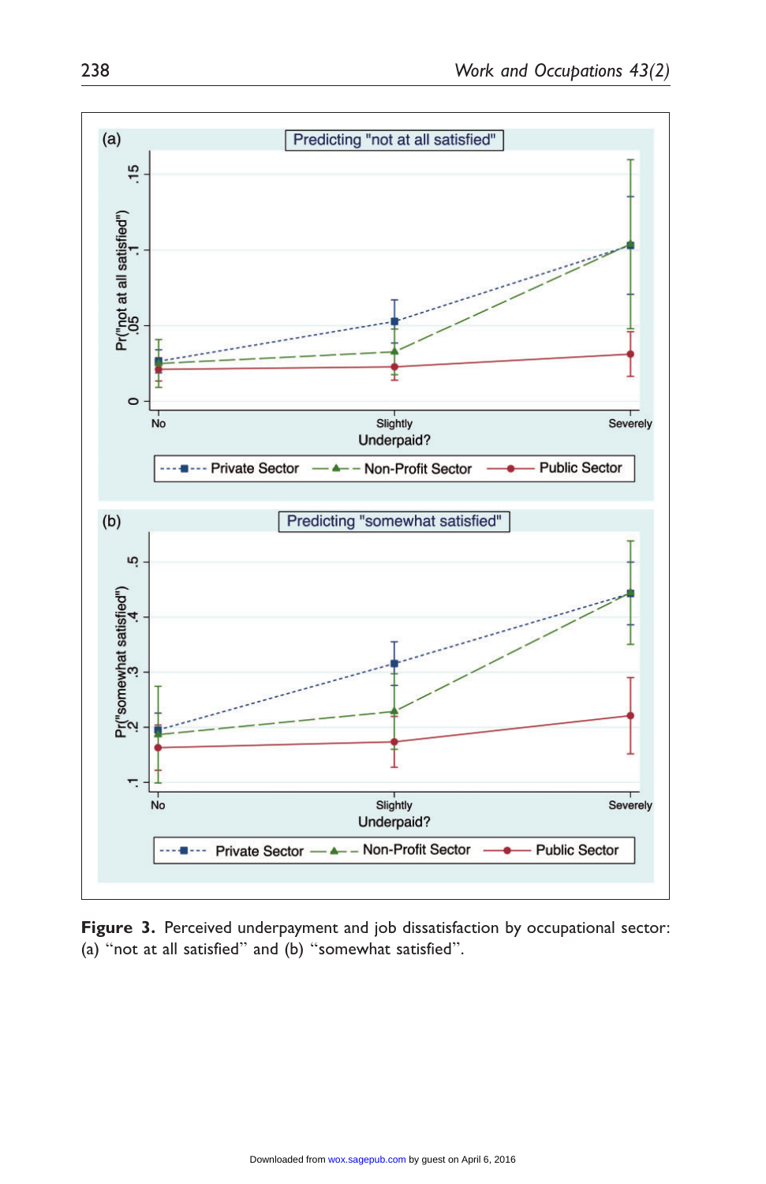**Figure 3.** Perceived underpayment and job dissatisfaction by occupational sector: (a) "not at all satisfied" and (b) "somewhat satisfied".

Downloaded from wox.sagepub.com by guest on April 6, 2016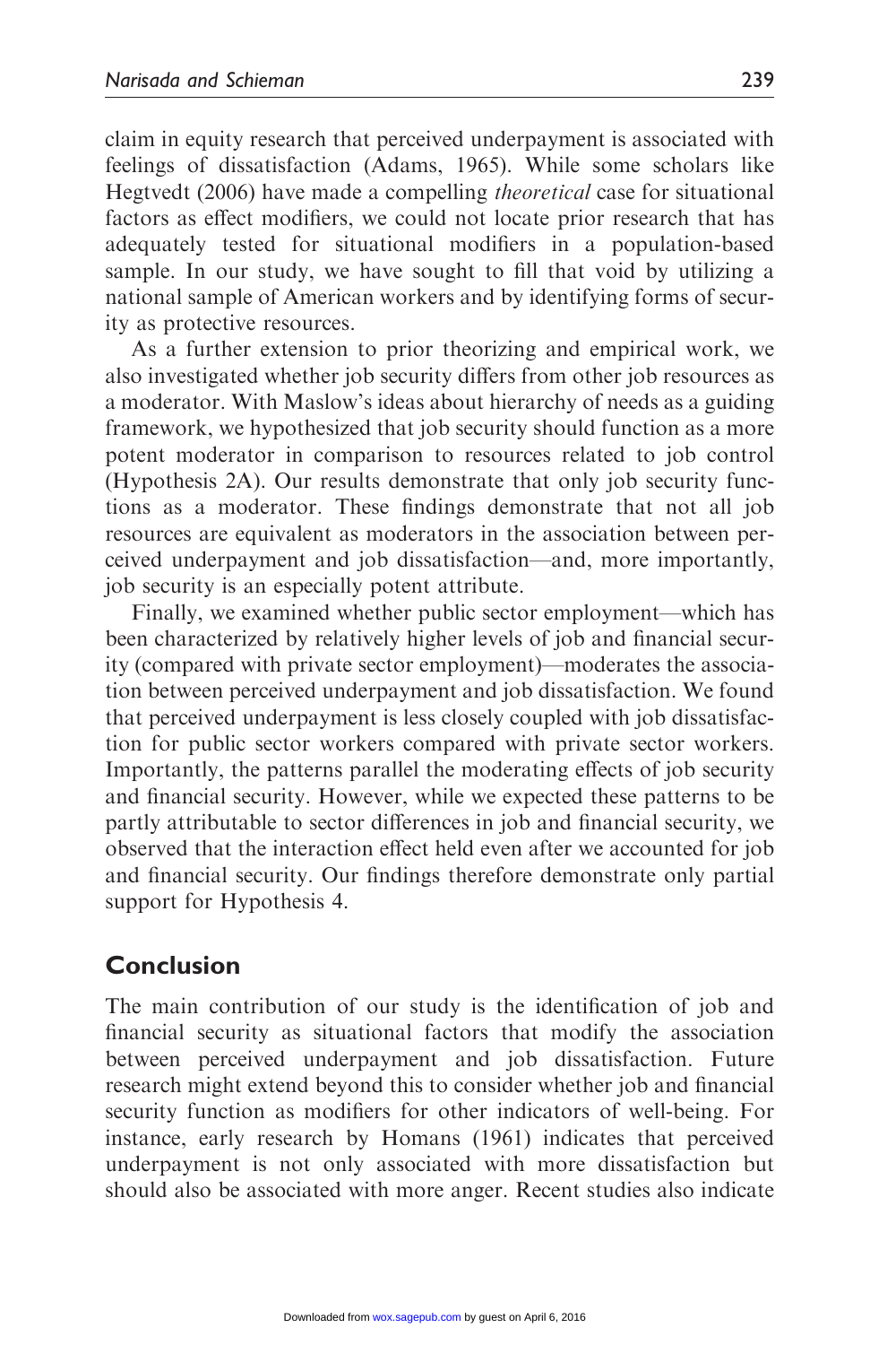claim in equity research that perceived underpayment is associated with feelings of dissatisfaction (Adams, 1965). While some scholars like Hegtvedt (2006) have made a compelling *theoretical* case for situational factors as effect modifiers, we could not locate prior research that has adequately tested for situational modifiers in a population-based sample. In our study, we have sought to fill that void by utilizing a national sample of American workers and by identifying forms of security as protective resources.

As a further extension to prior theorizing and empirical work, we also investigated whether job security differs from other job resources as a moderator. With Maslow's ideas about hierarchy of needs as a guiding framework, we hypothesized that job security should function as a more potent moderator in comparison to resources related to job control (Hypothesis 2A). Our results demonstrate that only job security functions as a moderator. These findings demonstrate that not all job resources are equivalent as moderators in the association between perceived underpayment and job dissatisfaction—and, more importantly, job security is an especially potent attribute.

Finally, we examined whether public sector employment—which has been characterized by relatively higher levels of job and financial security (compared with private sector employment)—moderates the association between perceived underpayment and job dissatisfaction. We found that perceived underpayment is less closely coupled with job dissatisfaction for public sector workers compared with private sector workers. Importantly, the patterns parallel the moderating effects of job security and financial security. However, while we expected these patterns to be partly attributable to sector differences in job and financial security, we observed that the interaction effect held even after we accounted for job and financial security. Our findings therefore demonstrate only partial support for Hypothesis 4.

## Conclusion

The main contribution of our study is the identification of job and financial security as situational factors that modify the association between perceived underpayment and job dissatisfaction. Future research might extend beyond this to consider whether job and financial security function as modifiers for other indicators of well-being. For instance, early research by Homans (1961) indicates that perceived underpayment is not only associated with more dissatisfaction but should also be associated with more anger. Recent studies also indicate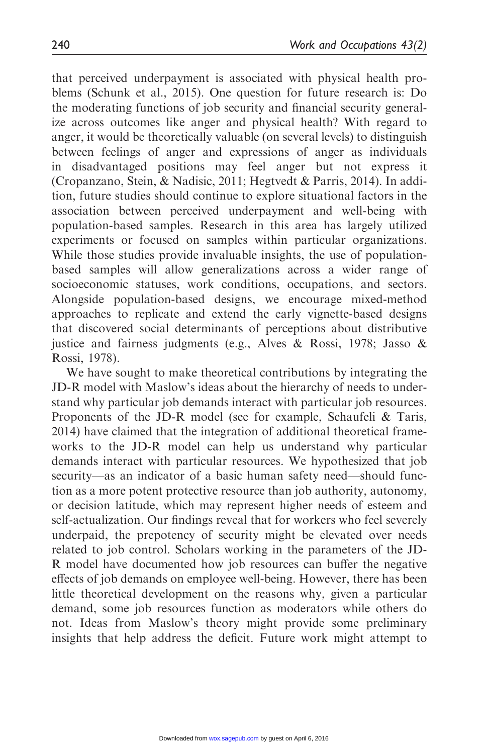that perceived underpayment is associated with physical health problems (Schunk et al., 2015). One question for future research is: Do the moderating functions of job security and financial security generalize across outcomes like anger and physical health? With regard to anger, it would be theoretically valuable (on several levels) to distinguish between feelings of anger and expressions of anger as individuals in disadvantaged positions may feel anger but not express it (Cropanzano, Stein, & Nadisic, 2011; Hegtvedt & Parris, 2014). In addition, future studies should continue to explore situational factors in the association between perceived underpayment and well-being with population-based samples. Research in this area has largely utilized experiments or focused on samples within particular organizations. While those studies provide invaluable insights, the use of population-based samples will allow generalizations across a wider range of socioeconomic statuses, work conditions, occupations, and sectors. Alongside population-based designs, we encourage mixed-method approaches to replicate and extend the early vignette-based designs that discovered social determinants of perceptions about distributive justice and fairness judgments (e.g., Alves & Rossi, 1978; Jasso & Rossi, 1978).

We have sought to make theoretical contributions by integrating the JD-R model with Maslow's ideas about the hierarchy of needs to understand why particular job demands interact with particular job resources. Proponents of the JD-R model (see for example, Schaufeli & Taris, 2014) have claimed that the integration of additional theoretical frameworks to the JD-R model can help us understand why particular demands interact with particular resources. We hypothesized that job security—as an indicator of a basic human safety need—should function as a more potent protective resource than job authority, autonomy, or decision latitude, which may represent higher needs of esteem and self-actualization. Our findings reveal that for workers who feel severely underpaid, the prepotency of security might be elevated over needs related to job control. Scholars working in the parameters of the JD-R model have documented how job resources can buffer the negative effects of job demands on employee well-being. However, there has been little theoretical development on the reasons why, given a particular demand, some job resources function as moderators while others do not. Ideas from Maslow's theory might provide some preliminary insights that help address the deficit. Future work might attempt to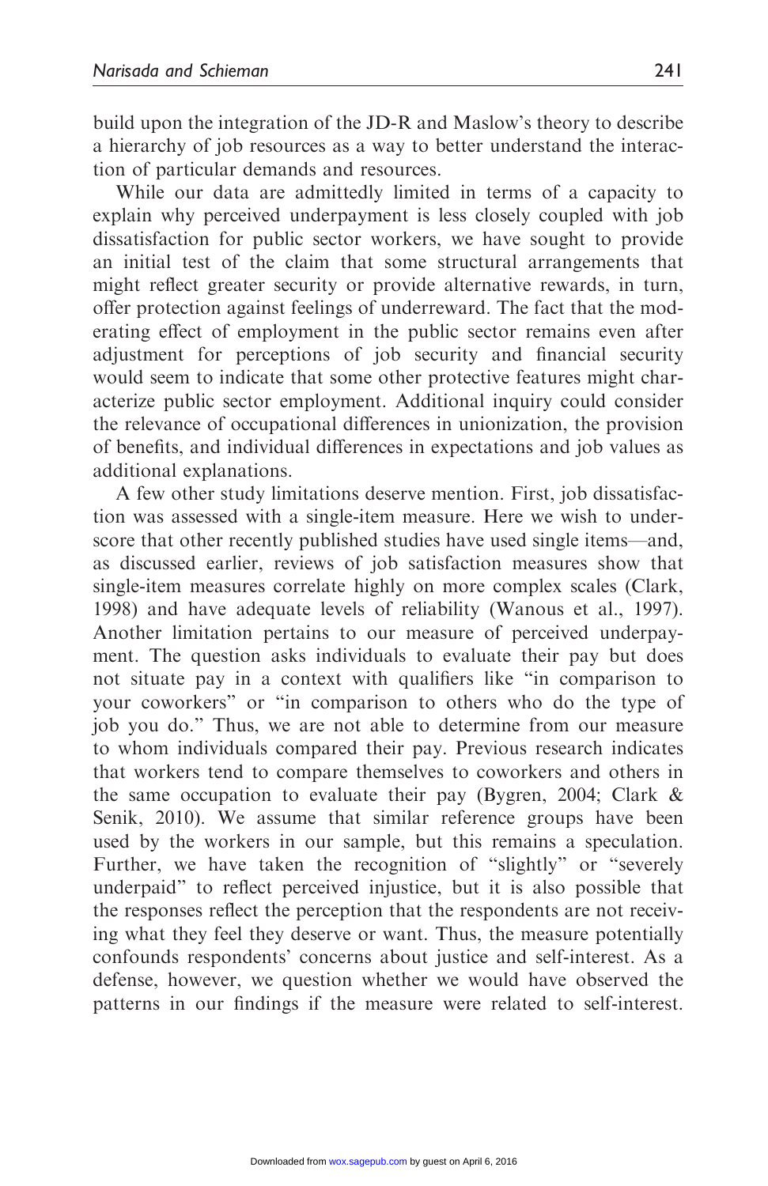build upon the integration of the JD-R and Maslow's theory to describe a hierarchy of job resources as a way to better understand the interaction of particular demands and resources.

While our data are admittedly limited in terms of a capacity to explain why perceived underpayment is less closely coupled with job dissatisfaction for public sector workers, we have sought to provide an initial test of the claim that some structural arrangements that might reflect greater security or provide alternative rewards, in turn, offer protection against feelings of underreward. The fact that the moderating effect of employment in the public sector remains even after adjustment for perceptions of job security and financial security would seem to indicate that some other protective features might characterize public sector employment. Additional inquiry could consider the relevance of occupational differences in unionization, the provision of benefits, and individual differences in expectations and job values as additional explanations.

A few other study limitations deserve mention. First, job dissatisfaction was assessed with a single-item measure. Here we wish to underscore that other recently published studies have used single items—and, as discussed earlier, reviews of job satisfaction measures show that single-item measures correlate highly on more complex scales (Clark, 1998) and have adequate levels of reliability (Wanous et al., 1997). Another limitation pertains to our measure of perceived underpayment. The question asks individuals to evaluate their pay but does not situate pay in a context with qualifiers like "in comparison to your coworkers" or "in comparison to others who do the type of job you do." Thus, we are not able to determine from our measure to whom individuals compared their pay. Previous research indicates that workers tend to compare themselves to coworkers and others in the same occupation to evaluate their pay (Bygren, 2004; Clark & Senik, 2010). We assume that similar reference groups have been used by the workers in our sample, but this remains a speculation. Further, we have taken the recognition of "slightly" or "severely underpaid" to reflect perceived injustice, but it is also possible that the responses reflect the perception that the respondents are not receiving what they feel they deserve or want. Thus, the measure potentially confounds respondents' concerns about justice and self-interest. As a defense, however, we question whether we would have observed the patterns in our findings if the measure were related to self-interest.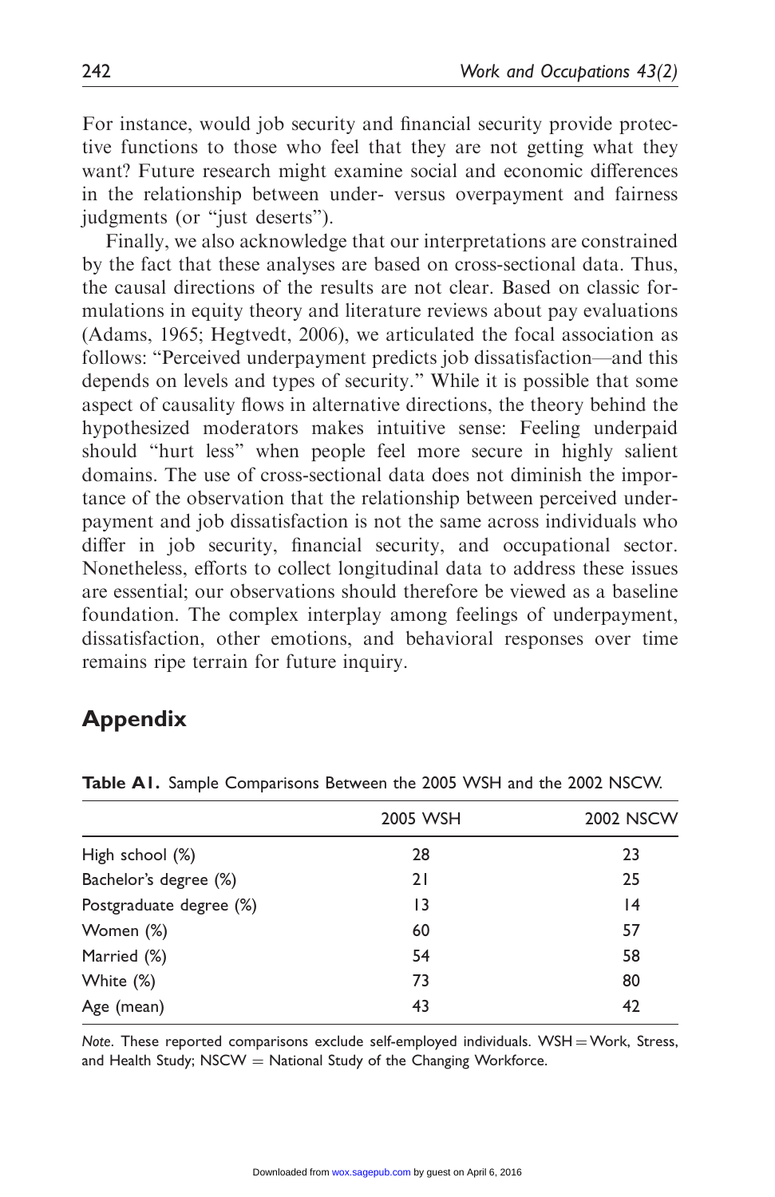For instance, would job security and financial security provide protective functions to those who feel that they are not getting what they want? Future research might examine social and economic differences in the relationship between under- versus overpayment and fairness judgments (or "just deserts").

Finally, we also acknowledge that our interpretations are constrained by the fact that these analyses are based on cross-sectional data. Thus, the causal directions of the results are not clear. Based on classic formulations in equity theory and literature reviews about pay evaluations (Adams, 1965; Hegtvedt, 2006), we articulated the focal association as follows: "Perceived underpayment predicts job dissatisfaction—and this depends on levels and types of security." While it is possible that some aspect of causality flows in alternative directions, the theory behind the hypothesized moderators makes intuitive sense: Feeling underpaid should "hurt less" when people feel more secure in highly salient domains. The use of cross-sectional data does not diminish the importance of the observation that the relationship between perceived underpayment and job dissatisfaction is not the same across individuals who differ in job security, financial security, and occupational sector. Nonetheless, efforts to collect longitudinal data to address these issues are essential; our observations should therefore be viewed as a baseline foundation. The complex interplay among feelings of underpayment, dissatisfaction, other emotions, and behavioral responses over time remains ripe terrain for future inquiry.

## Appendix

**Table A1.** Sample Comparisons Between the 2005 WSH and the 2002 NSCW.

| | 2005 WSH | 2002 NSCW |
|---|---|---|
| High school (%) | 28 | 23 |
| Bachelor's degree (%) | 21 | 25 |
| Postgraduate degree (%) | 13 | 14 |
| Women (%) | 60 | 57 |
| Married (%) | 54 | 58 |
| White (%) | 73 | 80 |
| Age (mean) | 43 | 42 |

*Note*. These reported comparisons exclude self-employed individuals. WSH = Work, Stress, and Health Study; NSCW = National Study of the Changing Workforce.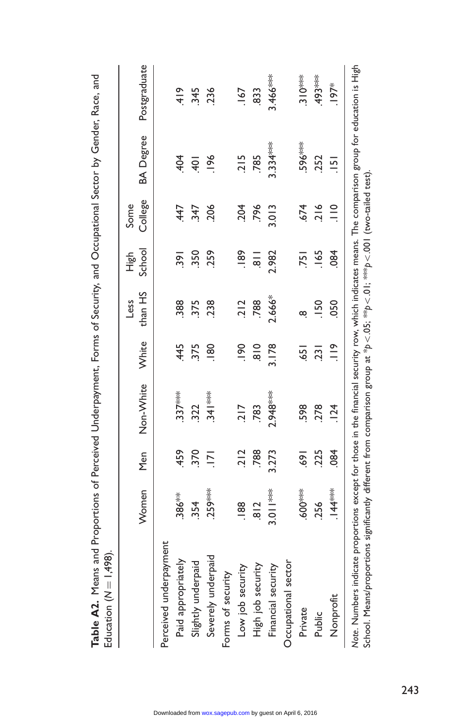**Table A2.** Means and Proportions of Perceived Underpayment, Forms of Security, and Occupational Sector by Gender, Race, and Education ($N = 1,498$).

| | Women | Men | Non-White | White | Less than HS | High School | Some College | BA Degree | Postgraduate |
|---|---|---|---|---|---|---|---|---|---|
| Perceived underpayment | | | | | | | | | |
| Paid appropriately | .386** | .459 | .337*** | .445 | .388 | .391 | .447 | .404 | .419 |
| Slightly underpaid | .354 | .370 | .322 | .375 | .375 | .350 | .347 | .401 | .345 |
| Severely underpaid | .259*** | .171 | .341*** | .180 | .238 | .259 | .206 | .196 | .236 |
| Forms of security | | | | | | | | | |
| Low job security | .188 | .212 | .217 | .190 | .212 | .189 | .204 | .215 | .167 |
| High job security | .812 | .788 | .783 | .810 | .788 | .811 | .796 | .785 | .833 |
| Financial security | 3.011*** | 3.273 | 2.948*** | 3.178 | 2.666* | 2.982 | 3.013 | 3.334*** | 3.466*** |
| Occupational sector | | | | | | | | | |
| Private | .600*** | .691 | .598 | .651 | .8 | .751 | .674 | .596*** | .310*** |
| Public | .256 | .225 | .278 | .231 | .150 | .165 | .216 | .252 | .493*** |
| Nonprofit | .144*** | .084 | .124 | .119 | .050 | .084 | .110 | .151 | .197* |

*Note.* Numbers indicate proportions except for those in the financial security row, which indicates means. The comparison group for education is High School. Means/proportions significantly different from comparison group at $^*p < .05$; $^{**}p < .01$; $^{***}p < .001$ (two-tailed test).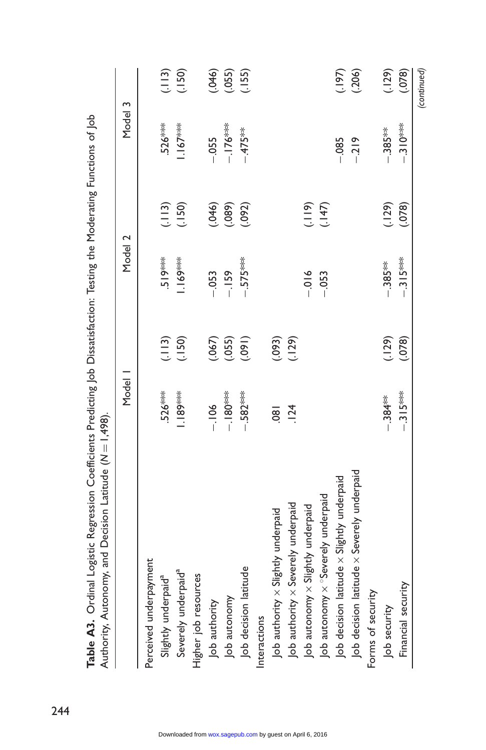**Table A3.** Ordinal Logistic Regression Coefficients Predicting Job Dissatisfaction: Testing the Moderating Functions of Job Authority, Autonomy, and Decision Latitude (N = 1,498).

| | Model 1 | | Model 2 | | Model 3 | |
|---|---|---|---|---|---|---|
| Perceived underpayment | | | | | | |
| Slightly underpaid[a] | .526*** | (.113) | .519*** | (.113) | .526*** | (.113) |
| Severely underpaid[a] | 1.189*** | (.150) | 1.169*** | (.150) | 1.167*** | (.150) |
| Higher job resources | | | | | | |
| Job authority | −.106 | (.067) | −.053 | (.046) | −.055 | (.046) |
| Job autonomy | −.180*** | (.055) | −.159 | (.089) | −.176*** | (.055) |
| Job decision latitude | −.582*** | (.091) | −.575*** | (.092) | −.475** | (.155) |
| Interactions | | | | | | |
| Job authority × Slightly underpaid | .081 | (.093) | | | | |
| Job authority × Severely underpaid | .124 | (.129) | | | | |
| Job autonomy × Slightly underpaid | | | −.016 | (.119) | | |
| Job autonomy × °Severely underpaid | | | −.053 | (.147) | | |
| Job decision latitude × Slightly underpaid | | | | | −.085 | (.197) |
| Job decision latitude × Severely underpaid | | | | | −.219 | (.206) |
| Forms of security | | | | | | |
| Job security | −.384** | (.129) | −.385** | (.129) | −.385** | (.129) |
| Financial security | −.315*** | (.078) | −.315*** | (.078) | −.310*** | (.078) |

(continued)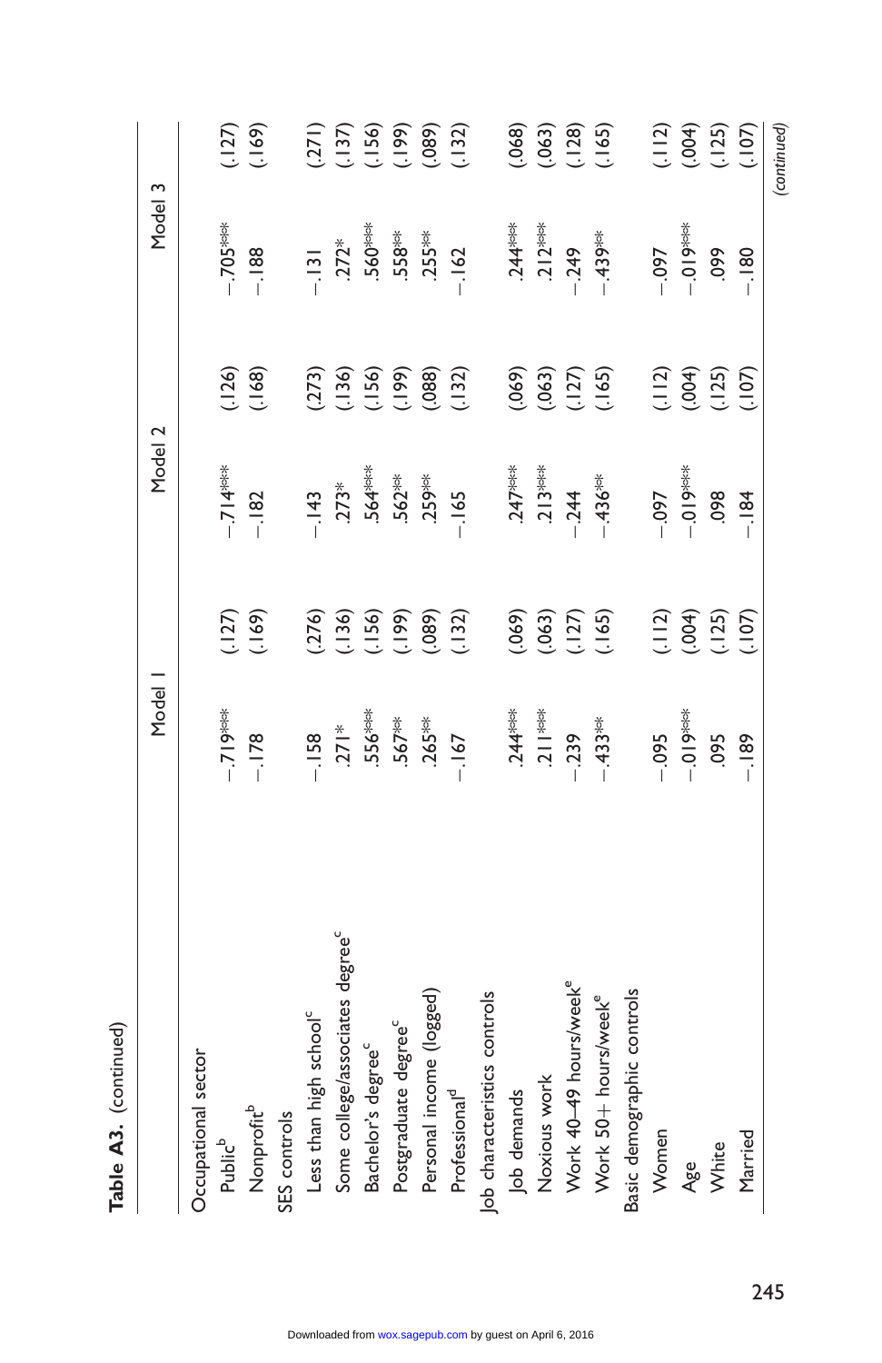**Table A3.** (continued)

| | Model 1 | | Model 2 | | Model 3 | |
|---|---|---|---|---|---|---|
| Occupational sector | | | | | | |
| Public[b] | −.719*** | (.127) | −.714*** | (.126) | −.705*** | (.127) |
| Nonprofit[b] | −.178 | (.169) | −.182 | (.168) | −.188 | (.169) |
| SES controls | | | | | | |
| Less than high school[c] | −.158 | (.276) | −.143 | (.273) | −.131 | (.271) |
| Some college/associates degree[c] | .271* | (.136) | .273* | (.136) | .272* | (.137) |
| Bachelor's degree[c] | .556*** | (.156) | .564*** | (.156) | .560*** | (.156) |
| Postgraduate degree[c] | .567** | (.199) | .562** | (.199) | .558** | (.199) |
| Personal income (logged) | .265** | (.089) | .259** | (.088) | .255** | (.089) |
| Professional[d] | −.167 | (.132) | −.165 | (.132) | −.162 | (.132) |
| Job characteristics controls | | | | | | |
| Job demands | .244*** | (.069) | .247*** | (.069) | .244*** | (.068) |
| Noxious work | .211*** | (.063) | .213*** | (.063) | .212*** | (.063) |
| Work 40–49 hours/week[e] | −.239 | (.127) | −.244 | (.127) | −.249 | (.128) |
| Work 50+ hours/week[e] | −.433** | (.165) | −.436** | (.165) | −.439** | (.165) |
| Basic demographic controls | | | | | | |
| Women | −.095 | (.112) | −.097 | (.112) | −.097 | (.112) |
| Age | −.019*** | (.004) | −.019*** | (.004) | −.019*** | (.004) |
| White | .095 | (.125) | .098 | (.125) | .099 | (.125) |
| Married | −.189 | (.107) | −.184 | (.107) | −.180 | (.107) |

(continued)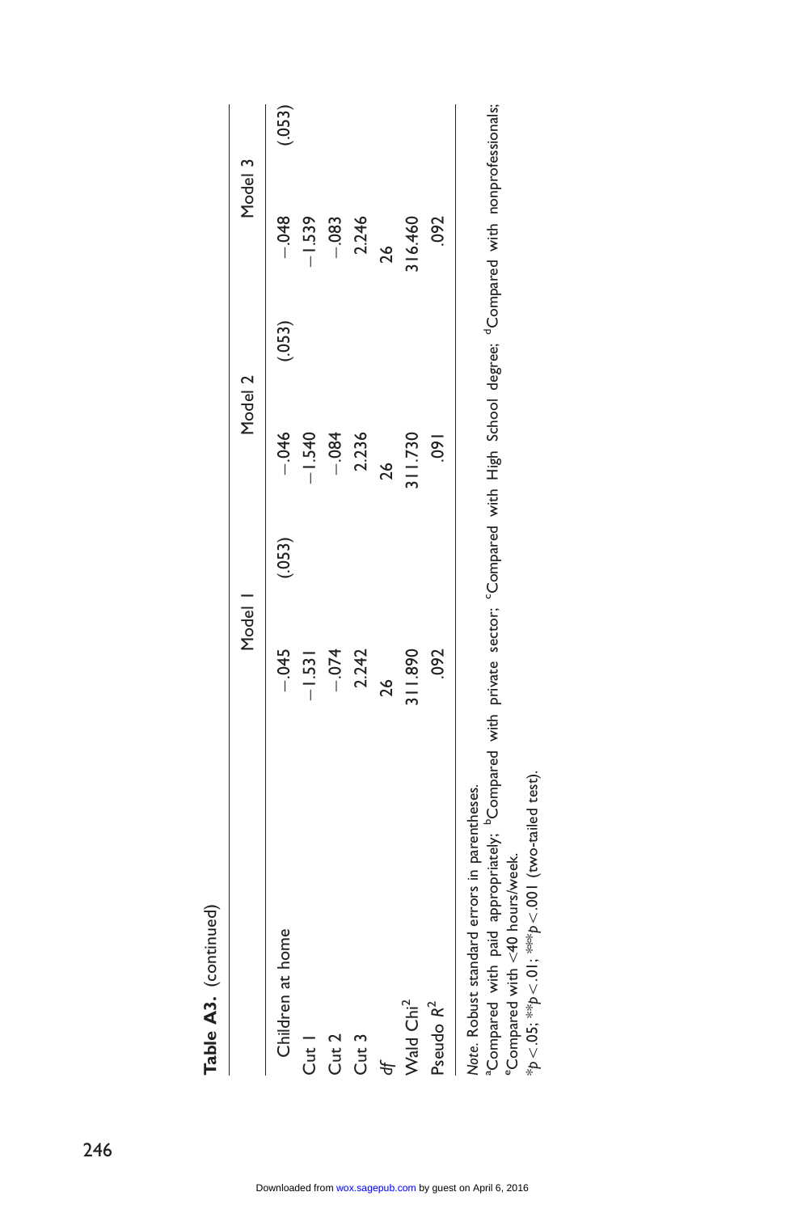**Table A3.** (continued)

| | Model 1 | | Model 2 | | Model 3 | |
|---|---|---|---|---|---|---|
| Children at home | −.045 | (.053) | −.046 | (.053) | −.048 | (.053) |
| Cut 1 | −1.531 | | −1.540 | | −1.539 | |
| Cut 2 | −.074 | | −.084 | | −.083 | |
| Cut 3 | 2.242 | | 2.236 | | 2.246 | |
| *df* | 26 | | 26 | | 26 | |
| Wald Chi$^2$ | 311.890 | | 311.730 | | 316.460 | |
| Pseudo $R^2$ | .092 | | .091 | | .092 | |

*Note.* Robust standard errors in parentheses.
[a]Compared with paid appropriately; [b]Compared with private sector; [c]Compared with High School degree; [d]Compared with nonprofessionals; [e]Compared with <40 hours/week.
*$p<.05$; **$p<.01$; ***$p<.001$ (two-tailed test).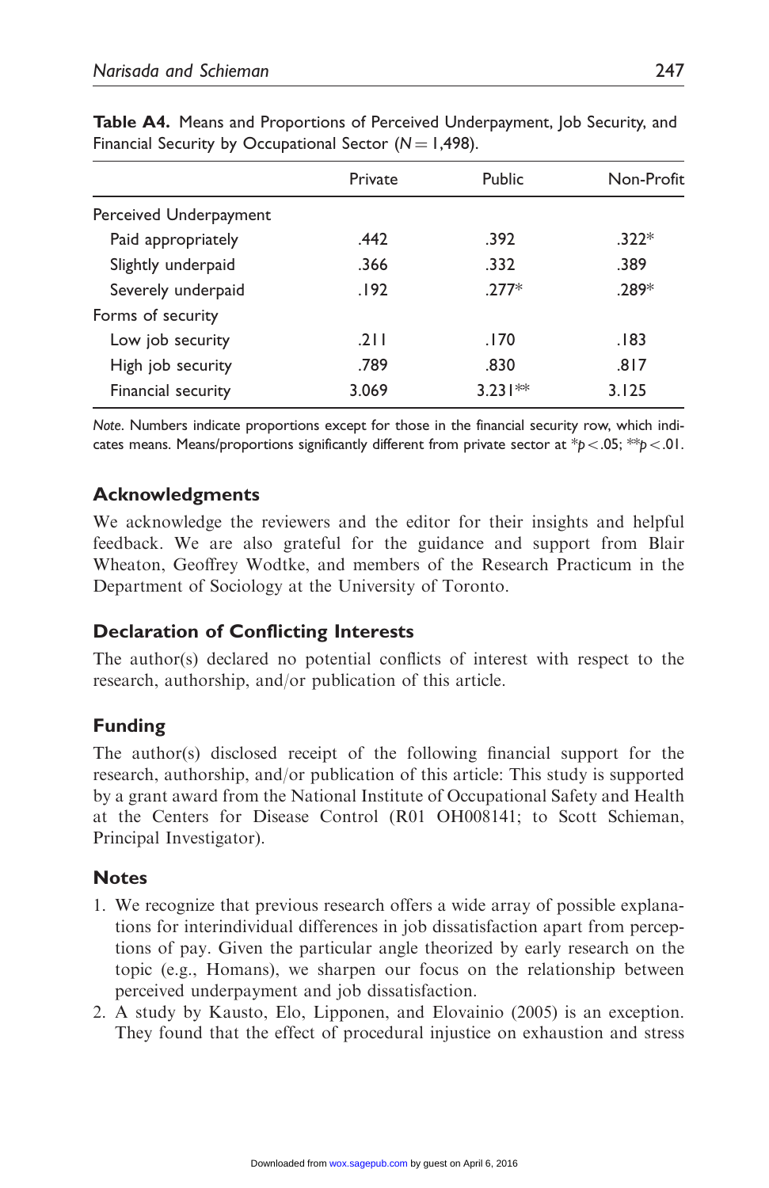**Table A4.** Means and Proportions of Perceived Underpayment, Job Security, and Financial Security by Occupational Sector ($N = 1{,}498$).

| | Private | Public | Non-Profit |
|---|---|---|---|
| Perceived Underpayment | | | |
| Paid appropriately | .442 | .392 | .322* |
| Slightly underpaid | .366 | .332 | .389 |
| Severely underpaid | .192 | .277* | .289* |
| Forms of security | | | |
| Low job security | .211 | .170 | .183 |
| High job security | .789 | .830 | .817 |
| Financial security | 3.069 | 3.231** | 3.125 |

*Note*. Numbers indicate proportions except for those in the financial security row, which indicates means. Means/proportions significantly different from private sector at $^{*}p < .05$; $^{**}p < .01$.

## Acknowledgments

We acknowledge the reviewers and the editor for their insights and helpful feedback. We are also grateful for the guidance and support from Blair Wheaton, Geoffrey Wodtke, and members of the Research Practicum in the Department of Sociology at the University of Toronto.

## Declaration of Conflicting Interests

The author(s) declared no potential conflicts of interest with respect to the research, authorship, and/or publication of this article.

## Funding

The author(s) disclosed receipt of the following financial support for the research, authorship, and/or publication of this article: This study is supported by a grant award from the National Institute of Occupational Safety and Health at the Centers for Disease Control (R01 OH008141; to Scott Schieman, Principal Investigator).

## Notes

1. We recognize that previous research offers a wide array of possible explanations for interindividual differences in job dissatisfaction apart from perceptions of pay. Given the particular angle theorized by early research on the topic (e.g., Homans), we sharpen our focus on the relationship between perceived underpayment and job dissatisfaction.
2. A study by Kausto, Elo, Lipponen, and Elovainio (2005) is an exception. They found that the effect of procedural injustice on exhaustion and stress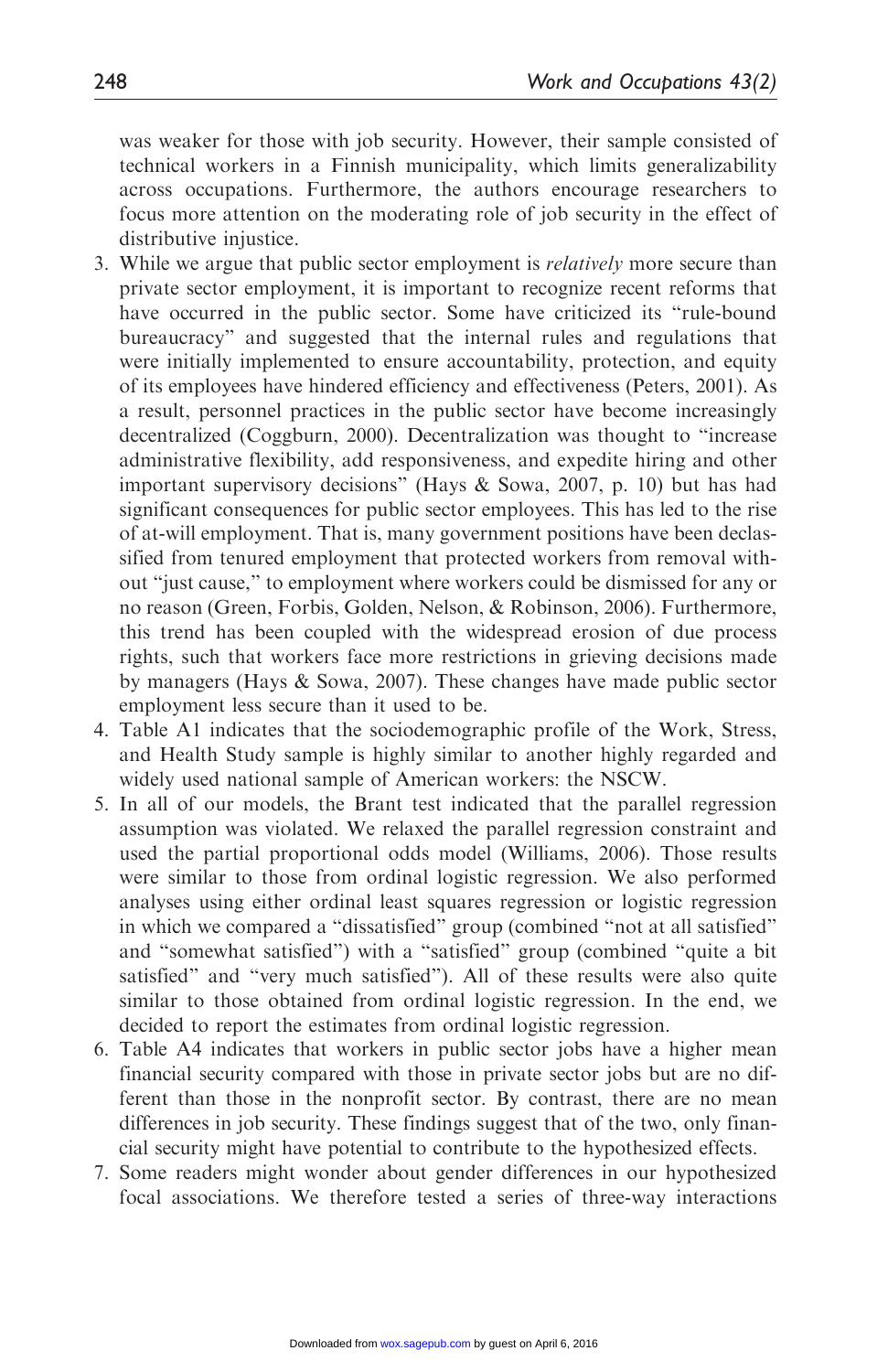was weaker for those with job security. However, their sample consisted of technical workers in a Finnish municipality, which limits generalizability across occupations. Furthermore, the authors encourage researchers to focus more attention on the moderating role of job security in the effect of distributive injustice.

3. While we argue that public sector employment is *relatively* more secure than private sector employment, it is important to recognize recent reforms that have occurred in the public sector. Some have criticized its "rule-bound bureaucracy" and suggested that the internal rules and regulations that were initially implemented to ensure accountability, protection, and equity of its employees have hindered efficiency and effectiveness (Peters, 2001). As a result, personnel practices in the public sector have become increasingly decentralized (Coggburn, 2000). Decentralization was thought to "increase administrative flexibility, add responsiveness, and expedite hiring and other important supervisory decisions" (Hays & Sowa, 2007, p. 10) but has had significant consequences for public sector employees. This has led to the rise of at-will employment. That is, many government positions have been declassified from tenured employment that protected workers from removal without "just cause," to employment where workers could be dismissed for any or no reason (Green, Forbis, Golden, Nelson, & Robinson, 2006). Furthermore, this trend has been coupled with the widespread erosion of due process rights, such that workers face more restrictions in grieving decisions made by managers (Hays & Sowa, 2007). These changes have made public sector employment less secure than it used to be.
4. Table A1 indicates that the sociodemographic profile of the Work, Stress, and Health Study sample is highly similar to another highly regarded and widely used national sample of American workers: the NSCW.
5. In all of our models, the Brant test indicated that the parallel regression assumption was violated. We relaxed the parallel regression constraint and used the partial proportional odds model (Williams, 2006). Those results were similar to those from ordinal logistic regression. We also performed analyses using either ordinal least squares regression or logistic regression in which we compared a "dissatisfied" group (combined "not at all satisfied" and "somewhat satisfied") with a "satisfied" group (combined "quite a bit satisfied" and "very much satisfied"). All of these results were also quite similar to those obtained from ordinal logistic regression. In the end, we decided to report the estimates from ordinal logistic regression.
6. Table A4 indicates that workers in public sector jobs have a higher mean financial security compared with those in private sector jobs but are no different than those in the nonprofit sector. By contrast, there are no mean differences in job security. These findings suggest that of the two, only financial security might have potential to contribute to the hypothesized effects.
7. Some readers might wonder about gender differences in our hypothesized focal associations. We therefore tested a series of three-way interactions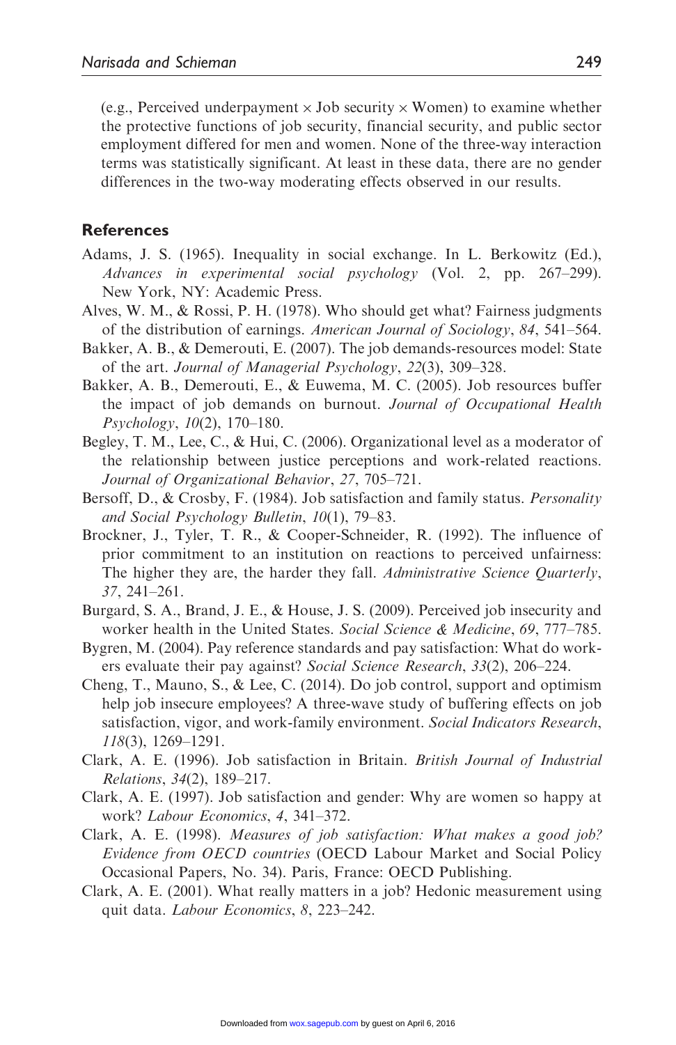(e.g., Perceived underpayment × Job security × Women) to examine whether the protective functions of job security, financial security, and public sector employment differed for men and women. None of the three-way interaction terms was statistically significant. At least in these data, there are no gender differences in the two-way moderating effects observed in our results.

## References

Adams, J. S. (1965). Inequality in social exchange. In L. Berkowitz (Ed.), *Advances in experimental social psychology* (Vol. 2, pp. 267–299). New York, NY: Academic Press.

Alves, W. M., & Rossi, P. H. (1978). Who should get what? Fairness judgments of the distribution of earnings. *American Journal of Sociology*, *84*, 541–564.

Bakker, A. B., & Demerouti, E. (2007). The job demands-resources model: State of the art. *Journal of Managerial Psychology*, *22*(3), 309–328.

Bakker, A. B., Demerouti, E., & Euwema, M. C. (2005). Job resources buffer the impact of job demands on burnout. *Journal of Occupational Health Psychology*, *10*(2), 170–180.

Begley, T. M., Lee, C., & Hui, C. (2006). Organizational level as a moderator of the relationship between justice perceptions and work-related reactions. *Journal of Organizational Behavior*, *27*, 705–721.

Bersoff, D., & Crosby, F. (1984). Job satisfaction and family status. *Personality and Social Psychology Bulletin*, *10*(1), 79–83.

Brockner, J., Tyler, T. R., & Cooper-Schneider, R. (1992). The influence of prior commitment to an institution on reactions to perceived unfairness: The higher they are, the harder they fall. *Administrative Science Quarterly*, *37*, 241–261.

Burgard, S. A., Brand, J. E., & House, J. S. (2009). Perceived job insecurity and worker health in the United States. *Social Science & Medicine*, *69*, 777–785.

Bygren, M. (2004). Pay reference standards and pay satisfaction: What do workers evaluate their pay against? *Social Science Research*, *33*(2), 206–224.

Cheng, T., Mauno, S., & Lee, C. (2014). Do job control, support and optimism help job insecure employees? A three-wave study of buffering effects on job satisfaction, vigor, and work-family environment. *Social Indicators Research*, *118*(3), 1269–1291.

Clark, A. E. (1996). Job satisfaction in Britain. *British Journal of Industrial Relations*, *34*(2), 189–217.

Clark, A. E. (1997). Job satisfaction and gender: Why are women so happy at work? *Labour Economics*, *4*, 341–372.

Clark, A. E. (1998). *Measures of job satisfaction: What makes a good job? Evidence from OECD countries* (OECD Labour Market and Social Policy Occasional Papers, No. 34). Paris, France: OECD Publishing.

Clark, A. E. (2001). What really matters in a job? Hedonic measurement using quit data. *Labour Economics*, *8*, 223–242.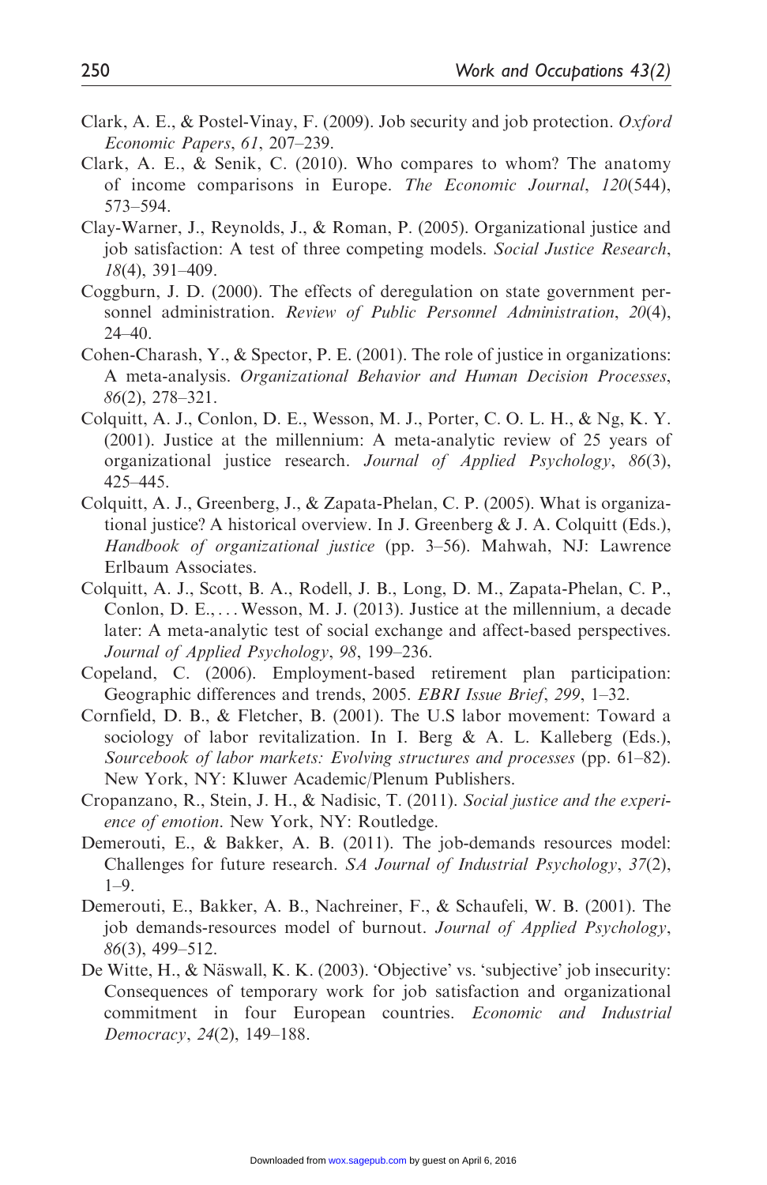Clark, A. E., & Postel-Vinay, F. (2009). Job security and job protection. *Oxford Economic Papers*, *61*, 207–239.

Clark, A. E., & Senik, C. (2010). Who compares to whom? The anatomy of income comparisons in Europe. *The Economic Journal*, *120*(544), 573–594.

Clay-Warner, J., Reynolds, J., & Roman, P. (2005). Organizational justice and job satisfaction: A test of three competing models. *Social Justice Research*, *18*(4), 391–409.

Coggburn, J. D. (2000). The effects of deregulation on state government personnel administration. *Review of Public Personnel Administration*, *20*(4), 24–40.

Cohen-Charash, Y., & Spector, P. E. (2001). The role of justice in organizations: A meta-analysis. *Organizational Behavior and Human Decision Processes*, *86*(2), 278–321.

Colquitt, A. J., Conlon, D. E., Wesson, M. J., Porter, C. O. L. H., & Ng, K. Y. (2001). Justice at the millennium: A meta-analytic review of 25 years of organizational justice research. *Journal of Applied Psychology*, *86*(3), 425–445.

Colquitt, A. J., Greenberg, J., & Zapata-Phelan, C. P. (2005). What is organizational justice? A historical overview. In J. Greenberg & J. A. Colquitt (Eds.), *Handbook of organizational justice* (pp. 3–56). Mahwah, NJ: Lawrence Erlbaum Associates.

Colquitt, A. J., Scott, B. A., Rodell, J. B., Long, D. M., Zapata-Phelan, C. P., Conlon, D. E., . . . Wesson, M. J. (2013). Justice at the millennium, a decade later: A meta-analytic test of social exchange and affect-based perspectives. *Journal of Applied Psychology*, *98*, 199–236.

Copeland, C. (2006). Employment-based retirement plan participation: Geographic differences and trends, 2005. *EBRI Issue Brief*, *299*, 1–32.

Cornfield, D. B., & Fletcher, B. (2001). The U.S labor movement: Toward a sociology of labor revitalization. In I. Berg & A. L. Kalleberg (Eds.), *Sourcebook of labor markets: Evolving structures and processes* (pp. 61–82). New York, NY: Kluwer Academic/Plenum Publishers.

Cropanzano, R., Stein, J. H., & Nadisic, T. (2011). *Social justice and the experience of emotion*. New York, NY: Routledge.

Demerouti, E., & Bakker, A. B. (2011). The job-demands resources model: Challenges for future research. *SA Journal of Industrial Psychology*, *37*(2), 1–9.

Demerouti, E., Bakker, A. B., Nachreiner, F., & Schaufeli, W. B. (2001). The job demands-resources model of burnout. *Journal of Applied Psychology*, *86*(3), 499–512.

De Witte, H., & Näswall, K. K. (2003). 'Objective' vs. 'subjective' job insecurity: Consequences of temporary work for job satisfaction and organizational commitment in four European countries. *Economic and Industrial Democracy*, *24*(2), 149–188.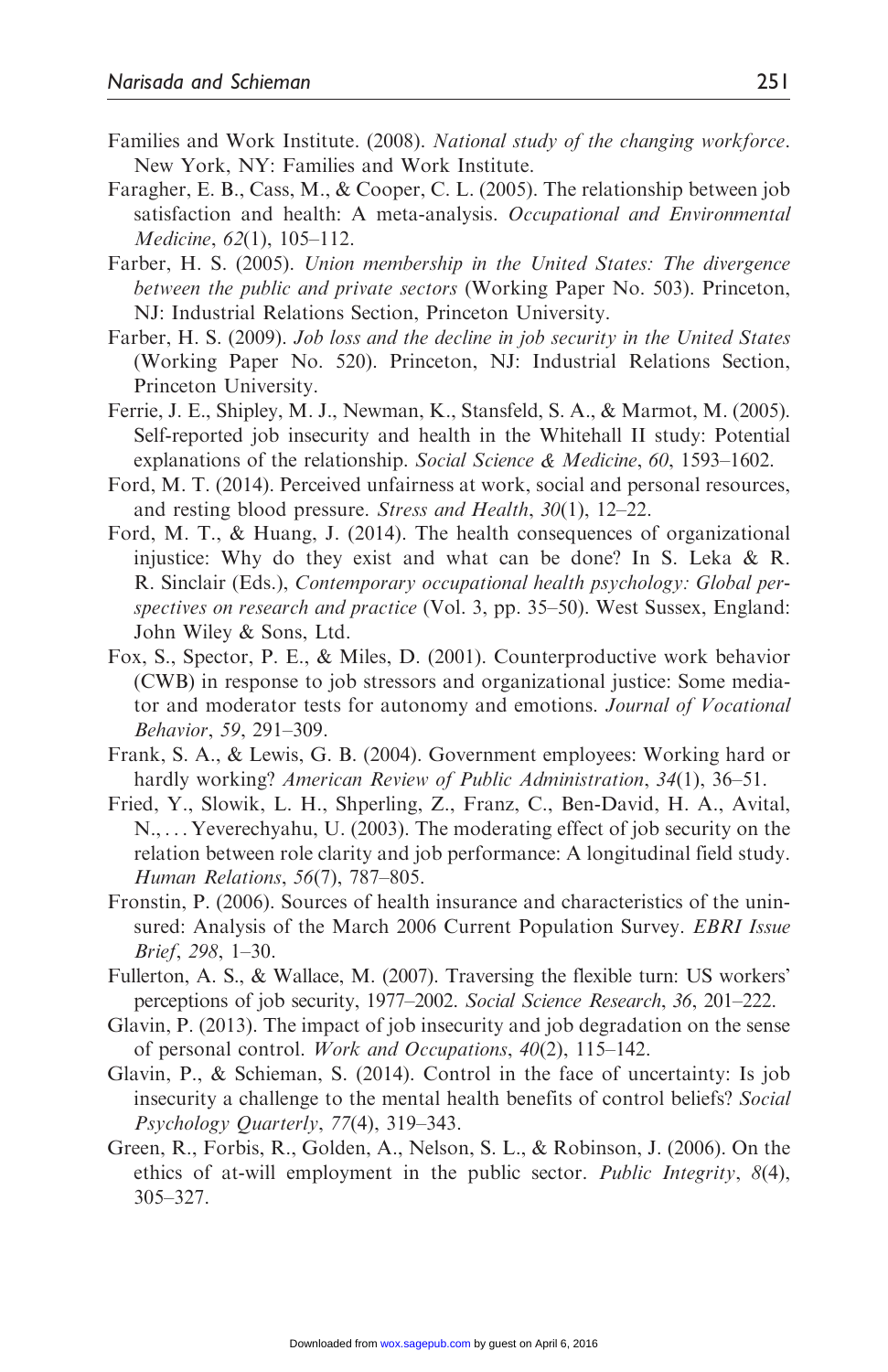Families and Work Institute. (2008). *National study of the changing workforce*. New York, NY: Families and Work Institute.

Faragher, E. B., Cass, M., & Cooper, C. L. (2005). The relationship between job satisfaction and health: A meta-analysis. *Occupational and Environmental Medicine*, *62*(1), 105–112.

Farber, H. S. (2005). *Union membership in the United States: The divergence between the public and private sectors* (Working Paper No. 503). Princeton, NJ: Industrial Relations Section, Princeton University.

Farber, H. S. (2009). *Job loss and the decline in job security in the United States* (Working Paper No. 520). Princeton, NJ: Industrial Relations Section, Princeton University.

Ferrie, J. E., Shipley, M. J., Newman, K., Stansfeld, S. A., & Marmot, M. (2005). Self-reported job insecurity and health in the Whitehall II study: Potential explanations of the relationship. *Social Science & Medicine*, *60*, 1593–1602.

Ford, M. T. (2014). Perceived unfairness at work, social and personal resources, and resting blood pressure. *Stress and Health*, *30*(1), 12–22.

Ford, M. T., & Huang, J. (2014). The health consequences of organizational injustice: Why do they exist and what can be done? In S. Leka & R. R. Sinclair (Eds.), *Contemporary occupational health psychology: Global perspectives on research and practice* (Vol. 3, pp. 35–50). West Sussex, England: John Wiley & Sons, Ltd.

Fox, S., Spector, P. E., & Miles, D. (2001). Counterproductive work behavior (CWB) in response to job stressors and organizational justice: Some mediator and moderator tests for autonomy and emotions. *Journal of Vocational Behavior*, *59*, 291–309.

Frank, S. A., & Lewis, G. B. (2004). Government employees: Working hard or hardly working? *American Review of Public Administration*, *34*(1), 36–51.

Fried, Y., Slowik, L. H., Shperling, Z., Franz, C., Ben-David, H. A., Avital, N., . . . Yeverechyahu, U. (2003). The moderating effect of job security on the relation between role clarity and job performance: A longitudinal field study. *Human Relations*, *56*(7), 787–805.

Fronstin, P. (2006). Sources of health insurance and characteristics of the uninsured: Analysis of the March 2006 Current Population Survey. *EBRI Issue Brief*, *298*, 1–30.

Fullerton, A. S., & Wallace, M. (2007). Traversing the flexible turn: US workers' perceptions of job security, 1977–2002. *Social Science Research*, *36*, 201–222.

Glavin, P. (2013). The impact of job insecurity and job degradation on the sense of personal control. *Work and Occupations*, *40*(2), 115–142.

Glavin, P., & Schieman, S. (2014). Control in the face of uncertainty: Is job insecurity a challenge to the mental health benefits of control beliefs? *Social Psychology Quarterly*, *77*(4), 319–343.

Green, R., Forbis, R., Golden, A., Nelson, S. L., & Robinson, J. (2006). On the ethics of at-will employment in the public sector. *Public Integrity*, *8*(4), 305–327.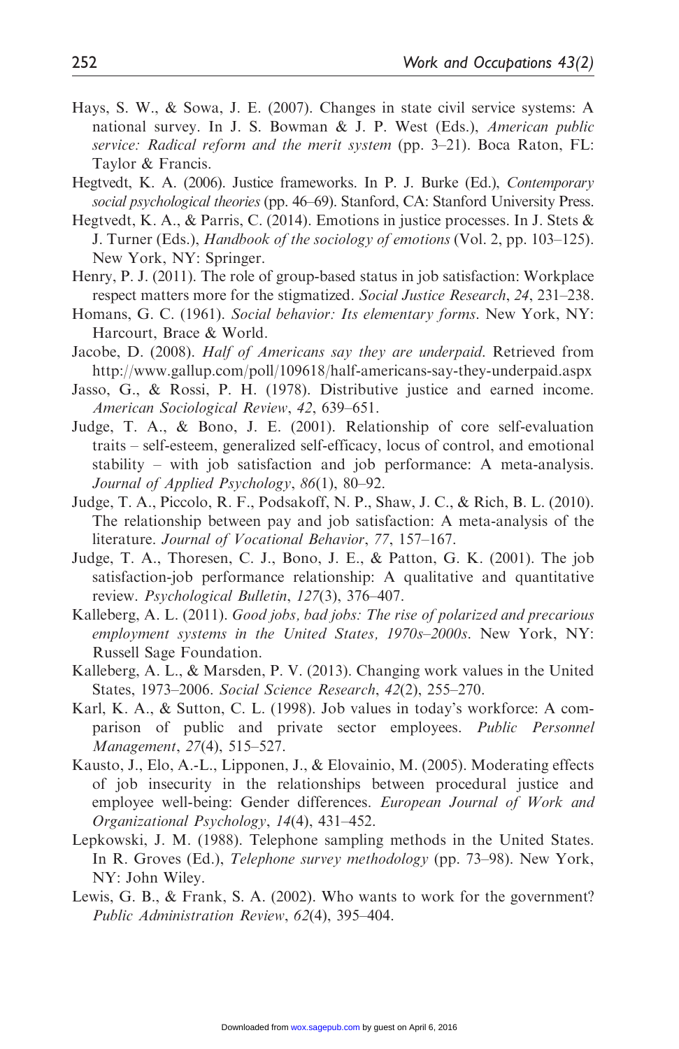Hays, S. W., & Sowa, J. E. (2007). Changes in state civil service systems: A national survey. In J. S. Bowman & J. P. West (Eds.), *American public service: Radical reform and the merit system* (pp. 3–21). Boca Raton, FL: Taylor & Francis.

Hegtvedt, K. A. (2006). Justice frameworks. In P. J. Burke (Ed.), *Contemporary social psychological theories* (pp. 46–69). Stanford, CA: Stanford University Press.

Hegtvedt, K. A., & Parris, C. (2014). Emotions in justice processes. In J. Stets & J. Turner (Eds.), *Handbook of the sociology of emotions* (Vol. 2, pp. 103–125). New York, NY: Springer.

Henry, P. J. (2011). The role of group-based status in job satisfaction: Workplace respect matters more for the stigmatized. *Social Justice Research*, *24*, 231–238.

Homans, G. C. (1961). *Social behavior: Its elementary forms*. New York, NY: Harcourt, Brace & World.

Jacobe, D. (2008). *Half of Americans say they are underpaid*. Retrieved from http://www.gallup.com/poll/109618/half-americans-say-they-underpaid.aspx

Jasso, G., & Rossi, P. H. (1978). Distributive justice and earned income. *American Sociological Review*, *42*, 639–651.

Judge, T. A., & Bono, J. E. (2001). Relationship of core self-evaluation traits – self-esteem, generalized self-efficacy, locus of control, and emotional stability – with job satisfaction and job performance: A meta-analysis. *Journal of Applied Psychology*, *86*(1), 80–92.

Judge, T. A., Piccolo, R. F., Podsakoff, N. P., Shaw, J. C., & Rich, B. L. (2010). The relationship between pay and job satisfaction: A meta-analysis of the literature. *Journal of Vocational Behavior*, *77*, 157–167.

Judge, T. A., Thoresen, C. J., Bono, J. E., & Patton, G. K. (2001). The job satisfaction-job performance relationship: A qualitative and quantitative review. *Psychological Bulletin*, *127*(3), 376–407.

Kalleberg, A. L. (2011). *Good jobs, bad jobs: The rise of polarized and precarious employment systems in the United States, 1970s–2000s*. New York, NY: Russell Sage Foundation.

Kalleberg, A. L., & Marsden, P. V. (2013). Changing work values in the United States, 1973–2006. *Social Science Research*, *42*(2), 255–270.

Karl, K. A., & Sutton, C. L. (1998). Job values in today's workforce: A comparison of public and private sector employees. *Public Personnel Management*, *27*(4), 515–527.

Kausto, J., Elo, A.-L., Lipponen, J., & Elovainio, M. (2005). Moderating effects of job insecurity in the relationships between procedural justice and employee well-being: Gender differences. *European Journal of Work and Organizational Psychology*, *14*(4), 431–452.

Lepkowski, J. M. (1988). Telephone sampling methods in the United States. In R. Groves (Ed.), *Telephone survey methodology* (pp. 73–98). New York, NY: John Wiley.

Lewis, G. B., & Frank, S. A. (2002). Who wants to work for the government? *Public Administration Review*, *62*(4), 395–404.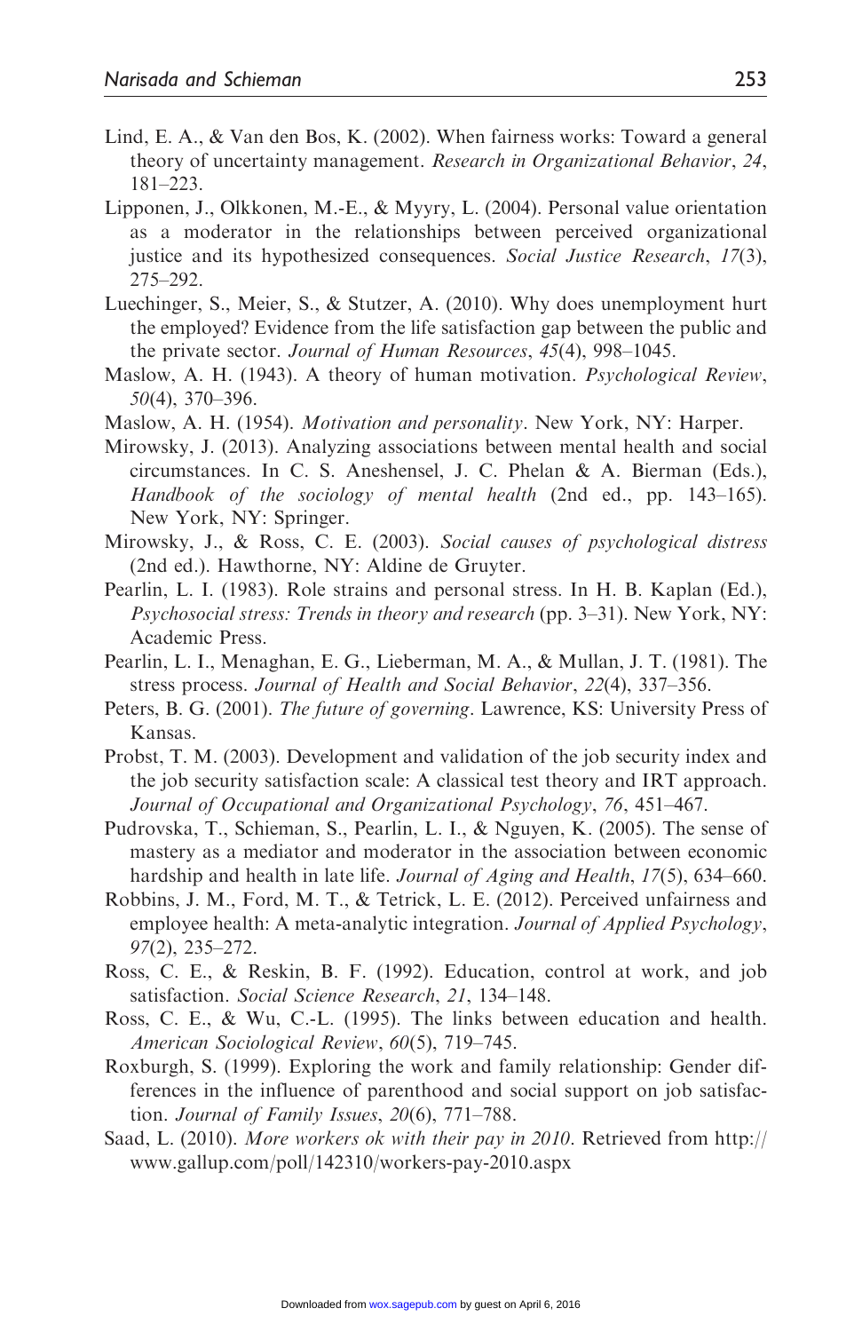Lind, E. A., & Van den Bos, K. (2002). When fairness works: Toward a general theory of uncertainty management. *Research in Organizational Behavior*, *24*, 181–223.

Lipponen, J., Olkkonen, M.-E., & Myyry, L. (2004). Personal value orientation as a moderator in the relationships between perceived organizational justice and its hypothesized consequences. *Social Justice Research*, *17*(3), 275–292.

Luechinger, S., Meier, S., & Stutzer, A. (2010). Why does unemployment hurt the employed? Evidence from the life satisfaction gap between the public and the private sector. *Journal of Human Resources*, *45*(4), 998–1045.

Maslow, A. H. (1943). A theory of human motivation. *Psychological Review*, *50*(4), 370–396.

Maslow, A. H. (1954). *Motivation and personality*. New York, NY: Harper.

Mirowsky, J. (2013). Analyzing associations between mental health and social circumstances. In C. S. Aneshensel, J. C. Phelan & A. Bierman (Eds.), *Handbook of the sociology of mental health* (2nd ed., pp. 143–165). New York, NY: Springer.

Mirowsky, J., & Ross, C. E. (2003). *Social causes of psychological distress* (2nd ed.). Hawthorne, NY: Aldine de Gruyter.

Pearlin, L. I. (1983). Role strains and personal stress. In H. B. Kaplan (Ed.), *Psychosocial stress: Trends in theory and research* (pp. 3–31). New York, NY: Academic Press.

Pearlin, L. I., Menaghan, E. G., Lieberman, M. A., & Mullan, J. T. (1981). The stress process. *Journal of Health and Social Behavior*, *22*(4), 337–356.

Peters, B. G. (2001). *The future of governing*. Lawrence, KS: University Press of Kansas.

Probst, T. M. (2003). Development and validation of the job security index and the job security satisfaction scale: A classical test theory and IRT approach. *Journal of Occupational and Organizational Psychology*, *76*, 451–467.

Pudrovska, T., Schieman, S., Pearlin, L. I., & Nguyen, K. (2005). The sense of mastery as a mediator and moderator in the association between economic hardship and health in late life. *Journal of Aging and Health*, *17*(5), 634–660.

Robbins, J. M., Ford, M. T., & Tetrick, L. E. (2012). Perceived unfairness and employee health: A meta-analytic integration. *Journal of Applied Psychology*, *97*(2), 235–272.

Ross, C. E., & Reskin, B. F. (1992). Education, control at work, and job satisfaction. *Social Science Research*, *21*, 134–148.

Ross, C. E., & Wu, C.-L. (1995). The links between education and health. *American Sociological Review*, *60*(5), 719–745.

Roxburgh, S. (1999). Exploring the work and family relationship: Gender differences in the influence of parenthood and social support on job satisfaction. *Journal of Family Issues*, *20*(6), 771–788.

Saad, L. (2010). *More workers ok with their pay in 2010*. Retrieved from http://www.gallup.com/poll/142310/workers-pay-2010.aspx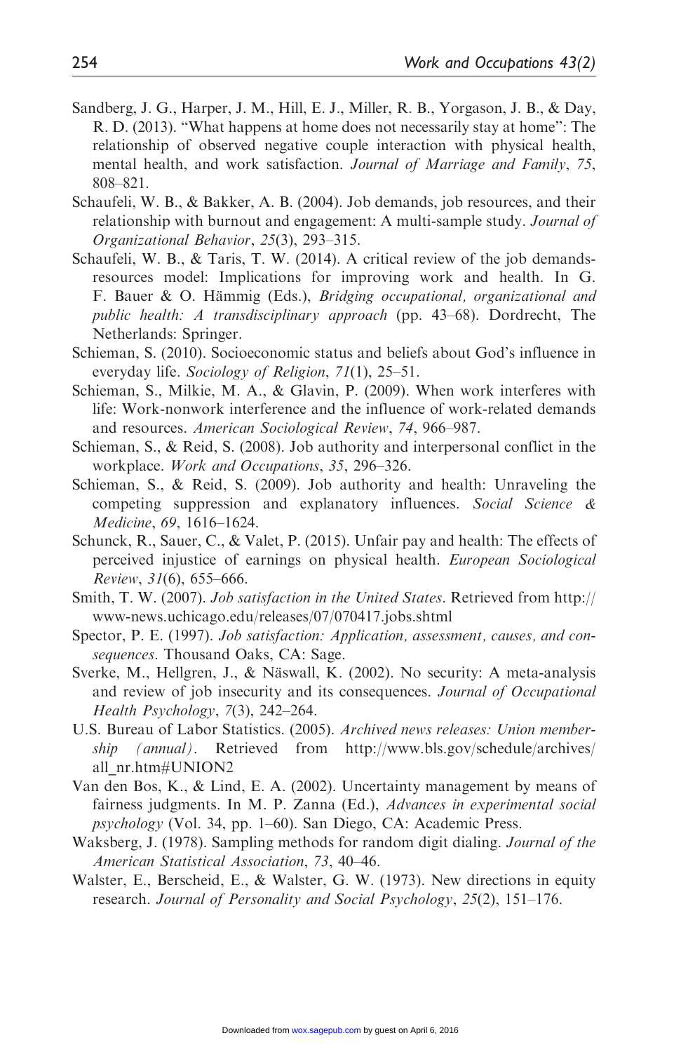Sandberg, J. G., Harper, J. M., Hill, E. J., Miller, R. B., Yorgason, J. B., & Day, R. D. (2013). "What happens at home does not necessarily stay at home": The relationship of observed negative couple interaction with physical health, mental health, and work satisfaction. *Journal of Marriage and Family*, *75*, 808–821.

Schaufeli, W. B., & Bakker, A. B. (2004). Job demands, job resources, and their relationship with burnout and engagement: A multi-sample study. *Journal of Organizational Behavior*, *25*(3), 293–315.

Schaufeli, W. B., & Taris, T. W. (2014). A critical review of the job demands-resources model: Implications for improving work and health. In G. F. Bauer & O. Hämmig (Eds.), *Bridging occupational, organizational and public health: A transdisciplinary approach* (pp. 43–68). Dordrecht, The Netherlands: Springer.

Schieman, S. (2010). Socioeconomic status and beliefs about God's influence in everyday life. *Sociology of Religion*, *71*(1), 25–51.

Schieman, S., Milkie, M. A., & Glavin, P. (2009). When work interferes with life: Work-nonwork interference and the influence of work-related demands and resources. *American Sociological Review*, *74*, 966–987.

Schieman, S., & Reid, S. (2008). Job authority and interpersonal conflict in the workplace. *Work and Occupations*, *35*, 296–326.

Schieman, S., & Reid, S. (2009). Job authority and health: Unraveling the competing suppression and explanatory influences. *Social Science & Medicine*, *69*, 1616–1624.

Schunck, R., Sauer, C., & Valet, P. (2015). Unfair pay and health: The effects of perceived injustice of earnings on physical health. *European Sociological Review*, *31*(6), 655–666.

Smith, T. W. (2007). *Job satisfaction in the United States*. Retrieved from http://www-news.uchicago.edu/releases/07/070417.jobs.shtml

Spector, P. E. (1997). *Job satisfaction: Application, assessment, causes, and consequences*. Thousand Oaks, CA: Sage.

Sverke, M., Hellgren, J., & Näswall, K. (2002). No security: A meta-analysis and review of job insecurity and its consequences. *Journal of Occupational Health Psychology*, *7*(3), 242–264.

U.S. Bureau of Labor Statistics. (2005). *Archived news releases: Union membership (annual)*. Retrieved from http://www.bls.gov/schedule/archives/all_nr.htm#UNION2

Van den Bos, K., & Lind, E. A. (2002). Uncertainty management by means of fairness judgments. In M. P. Zanna (Ed.), *Advances in experimental social psychology* (Vol. 34, pp. 1–60). San Diego, CA: Academic Press.

Waksberg, J. (1978). Sampling methods for random digit dialing. *Journal of the American Statistical Association*, *73*, 40–46.

Walster, E., Berscheid, E., & Walster, G. W. (1973). New directions in equity research. *Journal of Personality and Social Psychology*, *25*(2), 151–176.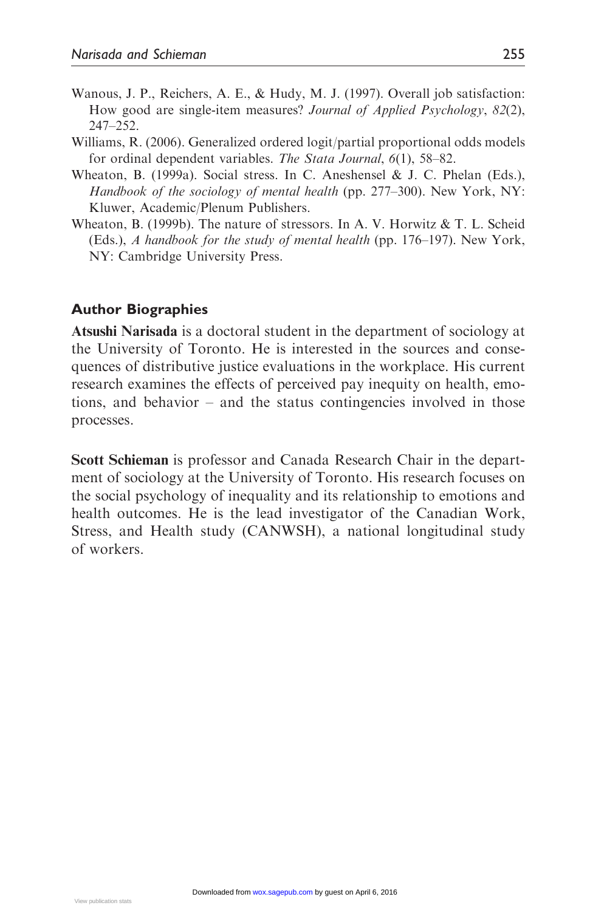Wanous, J. P., Reichers, A. E., & Hudy, M. J. (1997). Overall job satisfaction: How good are single-item measures? *Journal of Applied Psychology*, *82*(2), 247–252.

Williams, R. (2006). Generalized ordered logit/partial proportional odds models for ordinal dependent variables. *The Stata Journal*, *6*(1), 58–82.

Wheaton, B. (1999a). Social stress. In C. Aneshensel & J. C. Phelan (Eds.), *Handbook of the sociology of mental health* (pp. 277–300). New York, NY: Kluwer, Academic/Plenum Publishers.

Wheaton, B. (1999b). The nature of stressors. In A. V. Horwitz & T. L. Scheid (Eds.), *A handbook for the study of mental health* (pp. 176–197). New York, NY: Cambridge University Press.

## Author Biographies

**Atsushi Narisada** is a doctoral student in the department of sociology at the University of Toronto. He is interested in the sources and consequences of distributive justice evaluations in the workplace. His current research examines the effects of perceived pay inequity on health, emotions, and behavior – and the status contingencies involved in those processes.

**Scott Schieman** is professor and Canada Research Chair in the department of sociology at the University of Toronto. His research focuses on the social psychology of inequality and its relationship to emotions and health outcomes. He is the lead investigator of the Canadian Work, Stress, and Health study (CANWSH), a national longitudinal study of workers.